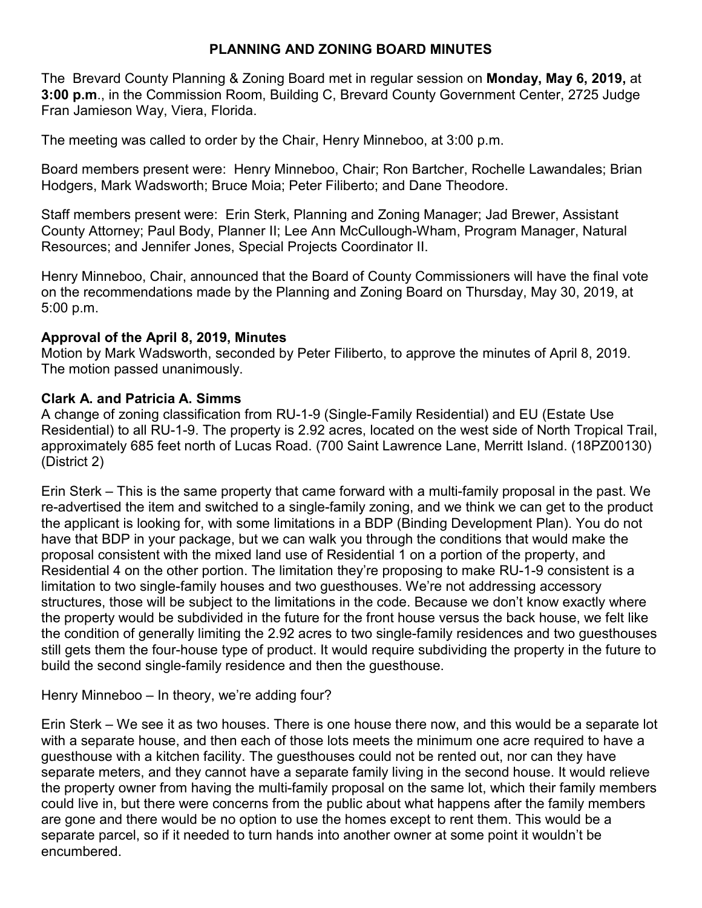# PLANNING AND ZONING BOARD MINUTES

The Brevard County Planning & Zoning Board met in regular session on **Monday, May 6, 2019,** at **3:00 p.m**., in the Commission Room, Building C, Brevard County Government Center, 2725 Judge Fran Jamieson Way, Viera, Florida.

The meeting was called to order by the Chair, Henry Minneboo, at 3:00 p.m.

Board members present were: Henry Minneboo, Chair; Ron Bartcher, Rochelle Lawandales; Brian Hodgers, Mark Wadsworth; Bruce Moia; Peter Filiberto; and Dane Theodore.

Staff members present were: Erin Sterk, Planning and Zoning Manager; Jad Brewer, Assistant County Attorney; Paul Body, Planner II; Lee Ann McCullough-Wham, Program Manager, Natural Resources; and Jennifer Jones, Special Projects Coordinator II.

Henry Minneboo, Chair, announced that the Board of County Commissioners will have the final vote on the recommendations made by the Planning and Zoning Board on Thursday, May 30, 2019, at 5:00 p.m.

**Approval of the April 8, 2019, Minutes**

Motion by Mark Wadsworth, seconded by Peter Filiberto, to approve the minutes of April 8, 2019. The motion passed unanimously.

**Clark A. and Patricia A. Simms**

A change of zoning classification from RU-1-9 (Single-Family Residential) and EU (Estate Use Residential) to all RU-1-9. The property is 2.92 acres, located on the west side of North Tropical Trail, approximately 685 feet north of Lucas Road. (700 Saint Lawrence Lane, Merritt Island. (18PZ00130) (District 2)

Erin Sterk – This is the same property that came forward with a multi-family proposal in the past. We re-advertised the item and switched to a single-family zoning, and we think we can get to the product the applicant is looking for, with some limitations in a BDP (Binding Development Plan). You do not have that BDP in your package, but we can walk you through the conditions that would make the proposal consistent with the mixed land use of Residential 1 on a portion of the property, and Residential 4 on the other portion. The limitation they're proposing to make RU-1-9 consistent is a limitation to two single-family houses and two guesthouses. We're not addressing accessory structures, those will be subject to the limitations in the code. Because we don't know exactly where the property would be subdivided in the future for the front house versus the back house, we felt like the condition of generally limiting the 2.92 acres to two single-family residences and two guesthouses still gets them the four-house type of product. It would require subdividing the property in the future to build the second single-family residence and then the guesthouse.

Henry Minneboo – In theory, we're adding four?

Erin Sterk – We see it as two houses. There is one house there now, and this would be a separate lot with a separate house, and then each of those lots meets the minimum one acre required to have a guesthouse with a kitchen facility. The guesthouses could not be rented out, nor can they have separate meters, and they cannot have a separate family living in the second house. It would relieve the property owner from having the multi-family proposal on the same lot, which their family members could live in, but there were concerns from the public about what happens after the family members are gone and there would be no option to use the homes except to rent them. This would be a separate parcel, so if it needed to turn hands into another owner at some point it wouldn't be encumbered.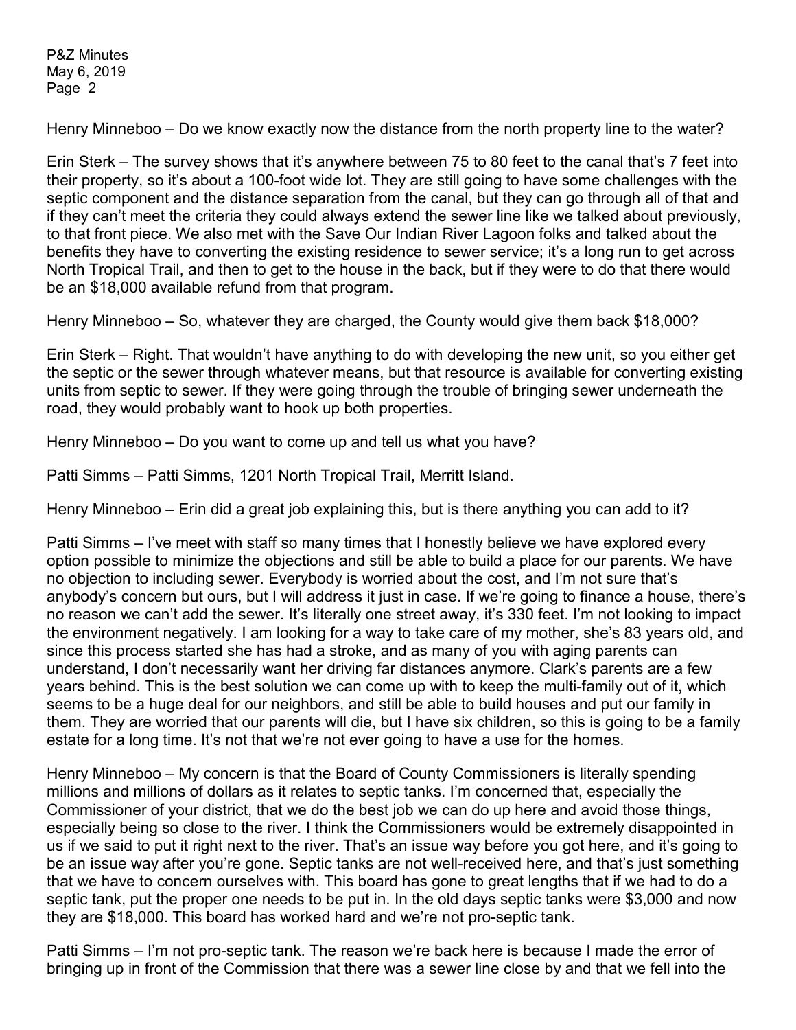Henry Minneboo – Do we know exactly now the distance from the north property line to the water?

Erin Sterk – The survey shows that it's anywhere between 75 to 80 feet to the canal that's 7 feet into their property, so it's about a 100-foot wide lot. They are still going to have some challenges with the septic component and the distance separation from the canal, but they can go through all of that and if they can't meet the criteria they could always extend the sewer line like we talked about previously, to that front piece. We also met with the Save Our Indian River Lagoon folks and talked about the benefits they have to converting the existing residence to sewer service; it's a long run to get across North Tropical Trail, and then to get to the house in the back, but if they were to do that there would be an $18,000 available refund from that program.

Henry Minneboo – So, whatever they are charged, the County would give them back $18,000?

Erin Sterk – Right. That wouldn't have anything to do with developing the new unit, so you either get the septic or the sewer through whatever means, but that resource is available for converting existing units from septic to sewer. If they were going through the trouble of bringing sewer underneath the road, they would probably want to hook up both properties.

Henry Minneboo – Do you want to come up and tell us what you have?

Patti Simms – Patti Simms, 1201 North Tropical Trail, Merritt Island.

Henry Minneboo – Erin did a great job explaining this, but is there anything you can add to it?

Patti Simms – I've meet with staff so many times that I honestly believe we have explored every option possible to minimize the objections and still be able to build a place for our parents. We have no objection to including sewer. Everybody is worried about the cost, and I'm not sure that's anybody's concern but ours, but I will address it just in case. If we're going to finance a house, there's no reason we can't add the sewer. It's literally one street away, it's 330 feet. I'm not looking to impact the environment negatively. I am looking for a way to take care of my mother, she's 83 years old, and since this process started she has had a stroke, and as many of you with aging parents can understand, I don't necessarily want her driving far distances anymore. Clark's parents are a few years behind. This is the best solution we can come up with to keep the multi-family out of it, which seems to be a huge deal for our neighbors, and still be able to build houses and put our family in them. They are worried that our parents will die, but I have six children, so this is going to be a family estate for a long time. It's not that we're not ever going to have a use for the homes.

Henry Minneboo – My concern is that the Board of County Commissioners is literally spending millions and millions of dollars as it relates to septic tanks. I'm concerned that, especially the Commissioner of your district, that we do the best job we can do up here and avoid those things, especially being so close to the river. I think the Commissioners would be extremely disappointed in us if we said to put it right next to the river. That's an issue way before you got here, and it's going to be an issue way after you're gone. Septic tanks are not well-received here, and that's just something that we have to concern ourselves with. This board has gone to great lengths that if we had to do a septic tank, put the proper one needs to be put in. In the old days septic tanks were $3,000 and now they are $18,000. This board has worked hard and we're not pro-septic tank.

Patti Simms – I'm not pro-septic tank. The reason we're back here is because I made the error of bringing up in front of the Commission that there was a sewer line close by and that we fell into the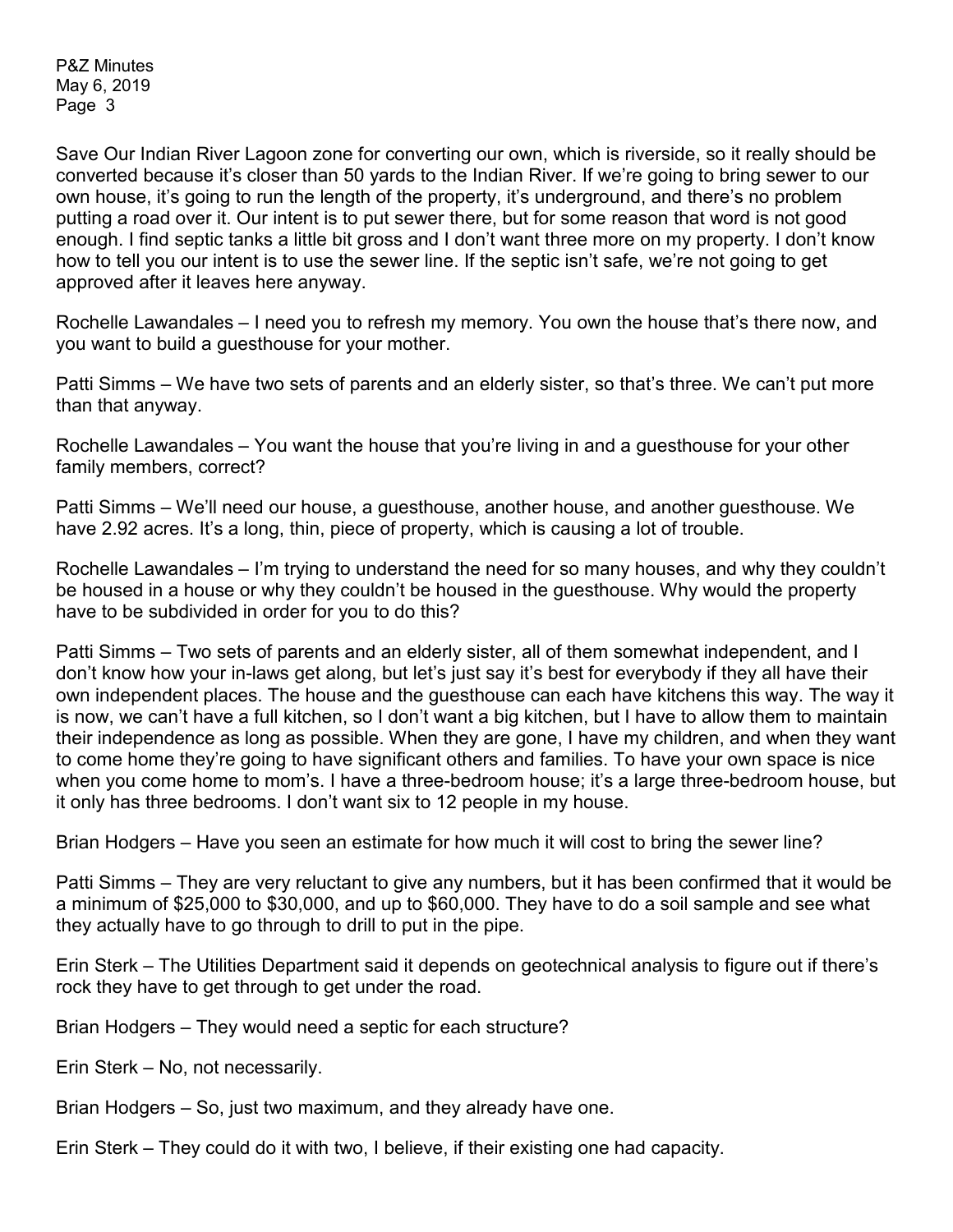Save Our Indian River Lagoon zone for converting our own, which is riverside, so it really should be converted because it's closer than 50 yards to the Indian River. If we're going to bring sewer to our own house, it's going to run the length of the property, it's underground, and there's no problem putting a road over it. Our intent is to put sewer there, but for some reason that word is not good enough. I find septic tanks a little bit gross and I don't want three more on my property. I don't know how to tell you our intent is to use the sewer line. If the septic isn't safe, we're not going to get approved after it leaves here anyway.

Rochelle Lawandales – I need you to refresh my memory. You own the house that's there now, and you want to build a guesthouse for your mother.

Patti Simms – We have two sets of parents and an elderly sister, so that's three. We can't put more than that anyway.

Rochelle Lawandales – You want the house that you're living in and a guesthouse for your other family members, correct?

Patti Simms – We'll need our house, a guesthouse, another house, and another guesthouse. We have 2.92 acres. It's a long, thin, piece of property, which is causing a lot of trouble.

Rochelle Lawandales – I'm trying to understand the need for so many houses, and why they couldn't be housed in a house or why they couldn't be housed in the guesthouse. Why would the property have to be subdivided in order for you to do this?

Patti Simms – Two sets of parents and an elderly sister, all of them somewhat independent, and I don't know how your in-laws get along, but let's just say it's best for everybody if they all have their own independent places. The house and the guesthouse can each have kitchens this way. The way it is now, we can't have a full kitchen, so I don't want a big kitchen, but I have to allow them to maintain their independence as long as possible. When they are gone, I have my children, and when they want to come home they're going to have significant others and families. To have your own space is nice when you come home to mom's. I have a three-bedroom house; it's a large three-bedroom house, but it only has three bedrooms. I don't want six to 12 people in my house.

Brian Hodgers – Have you seen an estimate for how much it will cost to bring the sewer line?

Patti Simms – They are very reluctant to give any numbers, but it has been confirmed that it would be a minimum of $25,000 to $30,000, and up to $60,000. They have to do a soil sample and see what they actually have to go through to drill to put in the pipe.

Erin Sterk – The Utilities Department said it depends on geotechnical analysis to figure out if there's rock they have to get through to get under the road.

Brian Hodgers – They would need a septic for each structure?

Erin Sterk – No, not necessarily.

Brian Hodgers – So, just two maximum, and they already have one.

Erin Sterk – They could do it with two, I believe, if their existing one had capacity.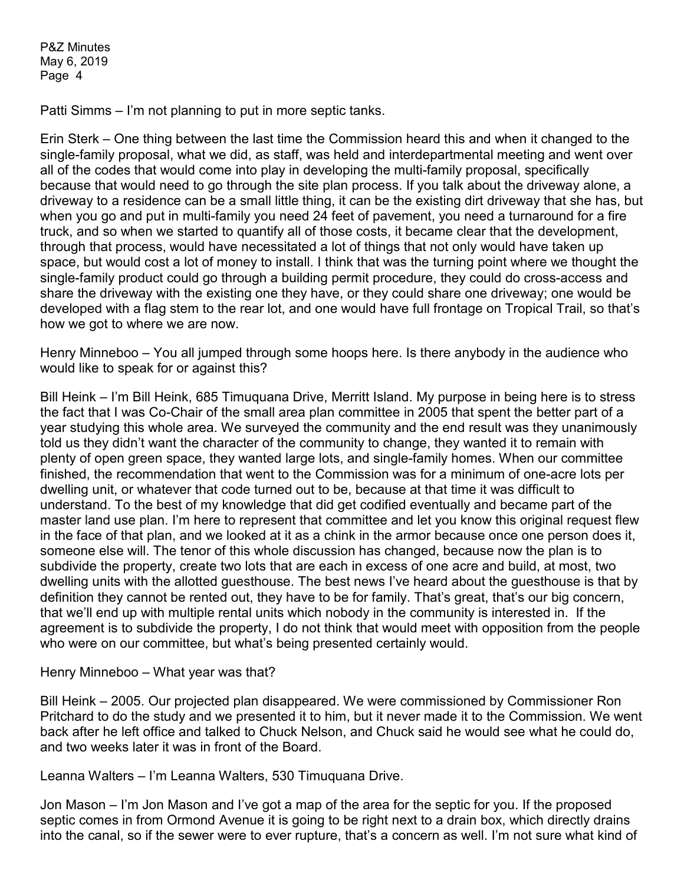Patti Simms – I'm not planning to put in more septic tanks.

Erin Sterk – One thing between the last time the Commission heard this and when it changed to the single-family proposal, what we did, as staff, was held and interdepartmental meeting and went over all of the codes that would come into play in developing the multi-family proposal, specifically because that would need to go through the site plan process. If you talk about the driveway alone, a driveway to a residence can be a small little thing, it can be the existing dirt driveway that she has, but when you go and put in multi-family you need 24 feet of pavement, you need a turnaround for a fire truck, and so when we started to quantify all of those costs, it became clear that the development, through that process, would have necessitated a lot of things that not only would have taken up space, but would cost a lot of money to install. I think that was the turning point where we thought the single-family product could go through a building permit procedure, they could do cross-access and share the driveway with the existing one they have, or they could share one driveway; one would be developed with a flag stem to the rear lot, and one would have full frontage on Tropical Trail, so that's how we got to where we are now.

Henry Minneboo – You all jumped through some hoops here. Is there anybody in the audience who would like to speak for or against this?

Bill Heink – I'm Bill Heink, 685 Timuquana Drive, Merritt Island. My purpose in being here is to stress the fact that I was Co-Chair of the small area plan committee in 2005 that spent the better part of a year studying this whole area. We surveyed the community and the end result was they unanimously told us they didn't want the character of the community to change, they wanted it to remain with plenty of open green space, they wanted large lots, and single-family homes. When our committee finished, the recommendation that went to the Commission was for a minimum of one-acre lots per dwelling unit, or whatever that code turned out to be, because at that time it was difficult to understand. To the best of my knowledge that did get codified eventually and became part of the master land use plan. I'm here to represent that committee and let you know this original request flew in the face of that plan, and we looked at it as a chink in the armor because once one person does it, someone else will. The tenor of this whole discussion has changed, because now the plan is to subdivide the property, create two lots that are each in excess of one acre and build, at most, two dwelling units with the allotted guesthouse. The best news I've heard about the guesthouse is that by definition they cannot be rented out, they have to be for family. That's great, that's our big concern, that we'll end up with multiple rental units which nobody in the community is interested in. If the agreement is to subdivide the property, I do not think that would meet with opposition from the people who were on our committee, but what's being presented certainly would.

Henry Minneboo – What year was that?

Bill Heink – 2005. Our projected plan disappeared. We were commissioned by Commissioner Ron Pritchard to do the study and we presented it to him, but it never made it to the Commission. We went back after he left office and talked to Chuck Nelson, and Chuck said he would see what he could do, and two weeks later it was in front of the Board.

Leanna Walters – I'm Leanna Walters, 530 Timuquana Drive.

Jon Mason – I'm Jon Mason and I've got a map of the area for the septic for you. If the proposed septic comes in from Ormond Avenue it is going to be right next to a drain box, which directly drains into the canal, so if the sewer were to ever rupture, that's a concern as well. I'm not sure what kind of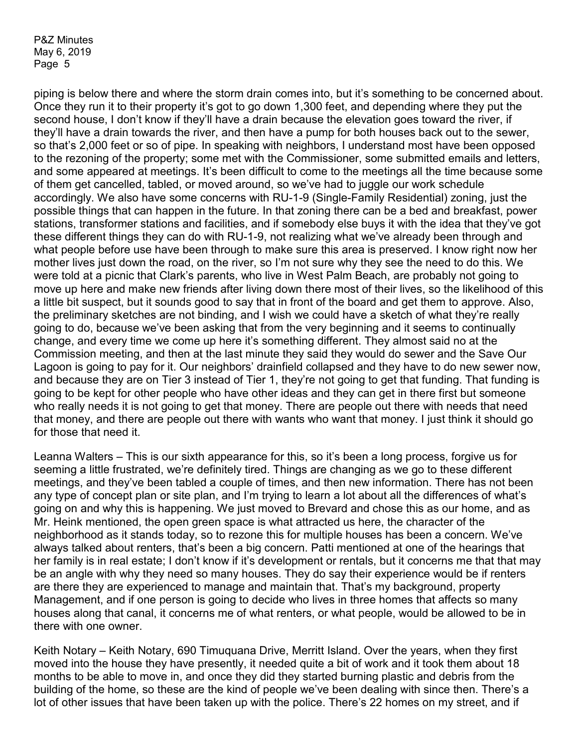piping is below there and where the storm drain comes into, but it's something to be concerned about. Once they run it to their property it's got to go down 1,300 feet, and depending where they put the second house, I don't know if they'll have a drain because the elevation goes toward the river, if they'll have a drain towards the river, and then have a pump for both houses back out to the sewer, so that's 2,000 feet or so of pipe. In speaking with neighbors, I understand most have been opposed to the rezoning of the property; some met with the Commissioner, some submitted emails and letters, and some appeared at meetings. It's been difficult to come to the meetings all the time because some of them get cancelled, tabled, or moved around, so we've had to juggle our work schedule accordingly. We also have some concerns with RU-1-9 (Single-Family Residential) zoning, just the possible things that can happen in the future. In that zoning there can be a bed and breakfast, power stations, transformer stations and facilities, and if somebody else buys it with the idea that they've got these different things they can do with RU-1-9, not realizing what we've already been through and what people before use have been through to make sure this area is preserved. I know right now her mother lives just down the road, on the river, so I'm not sure why they see the need to do this. We were told at a picnic that Clark's parents, who live in West Palm Beach, are probably not going to move up here and make new friends after living down there most of their lives, so the likelihood of this a little bit suspect, but it sounds good to say that in front of the board and get them to approve. Also, the preliminary sketches are not binding, and I wish we could have a sketch of what they're really going to do, because we've been asking that from the very beginning and it seems to continually change, and every time we come up here it's something different. They almost said no at the Commission meeting, and then at the last minute they said they would do sewer and the Save Our Lagoon is going to pay for it. Our neighbors' drainfield collapsed and they have to do new sewer now, and because they are on Tier 3 instead of Tier 1, they're not going to get that funding. That funding is going to be kept for other people who have other ideas and they can get in there first but someone who really needs it is not going to get that money. There are people out there with needs that need that money, and there are people out there with wants who want that money. I just think it should go for those that need it.

Leanna Walters – This is our sixth appearance for this, so it's been a long process, forgive us for seeming a little frustrated, we're definitely tired. Things are changing as we go to these different meetings, and they've been tabled a couple of times, and then new information. There has not been any type of concept plan or site plan, and I'm trying to learn a lot about all the differences of what's going on and why this is happening. We just moved to Brevard and chose this as our home, and as Mr. Heink mentioned, the open green space is what attracted us here, the character of the neighborhood as it stands today, so to rezone this for multiple houses has been a concern. We've always talked about renters, that's been a big concern. Patti mentioned at one of the hearings that her family is in real estate; I don't know if it's development or rentals, but it concerns me that that may be an angle with why they need so many houses. They do say their experience would be if renters are there they are experienced to manage and maintain that. That's my background, property Management, and if one person is going to decide who lives in three homes that affects so many houses along that canal, it concerns me of what renters, or what people, would be allowed to be in there with one owner.

Keith Notary – Keith Notary, 690 Timuquana Drive, Merritt Island. Over the years, when they first moved into the house they have presently, it needed quite a bit of work and it took them about 18 months to be able to move in, and once they did they started burning plastic and debris from the building of the home, so these are the kind of people we've been dealing with since then. There's a lot of other issues that have been taken up with the police. There's 22 homes on my street, and if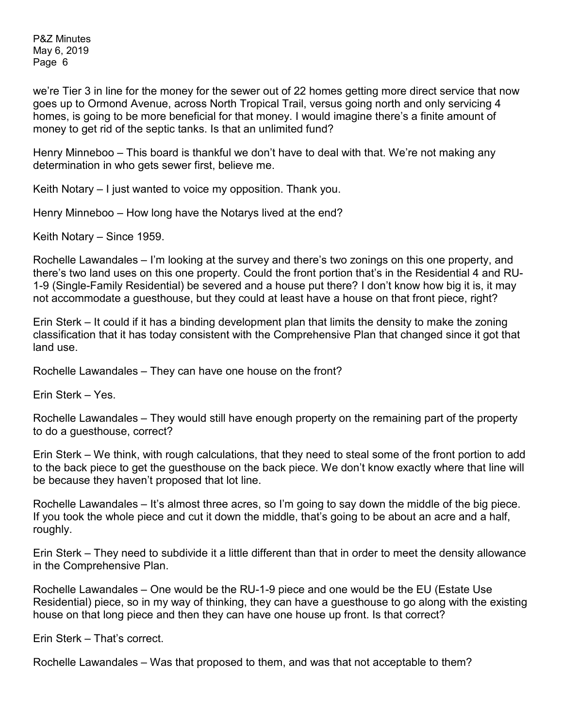we're Tier 3 in line for the money for the sewer out of 22 homes getting more direct service that now goes up to Ormond Avenue, across North Tropical Trail, versus going north and only servicing 4 homes, is going to be more beneficial for that money. I would imagine there's a finite amount of money to get rid of the septic tanks. Is that an unlimited fund?

Henry Minneboo – This board is thankful we don't have to deal with that. We're not making any determination in who gets sewer first, believe me.

Keith Notary – I just wanted to voice my opposition. Thank you.

Henry Minneboo – How long have the Notarys lived at the end?

Keith Notary – Since 1959.

Rochelle Lawandales – I'm looking at the survey and there's two zonings on this one property, and there's two land uses on this one property. Could the front portion that's in the Residential 4 and RU-1-9 (Single-Family Residential) be severed and a house put there? I don't know how big it is, it may not accommodate a guesthouse, but they could at least have a house on that front piece, right?

Erin Sterk – It could if it has a binding development plan that limits the density to make the zoning classification that it has today consistent with the Comprehensive Plan that changed since it got that land use.

Rochelle Lawandales – They can have one house on the front?

Erin Sterk – Yes.

Rochelle Lawandales – They would still have enough property on the remaining part of the property to do a guesthouse, correct?

Erin Sterk – We think, with rough calculations, that they need to steal some of the front portion to add to the back piece to get the guesthouse on the back piece. We don't know exactly where that line will be because they haven't proposed that lot line.

Rochelle Lawandales – It's almost three acres, so I'm going to say down the middle of the big piece. If you took the whole piece and cut it down the middle, that's going to be about an acre and a half, roughly.

Erin Sterk – They need to subdivide it a little different than that in order to meet the density allowance in the Comprehensive Plan.

Rochelle Lawandales – One would be the RU-1-9 piece and one would be the EU (Estate Use Residential) piece, so in my way of thinking, they can have a guesthouse to go along with the existing house on that long piece and then they can have one house up front. Is that correct?

Erin Sterk – That's correct.

Rochelle Lawandales – Was that proposed to them, and was that not acceptable to them?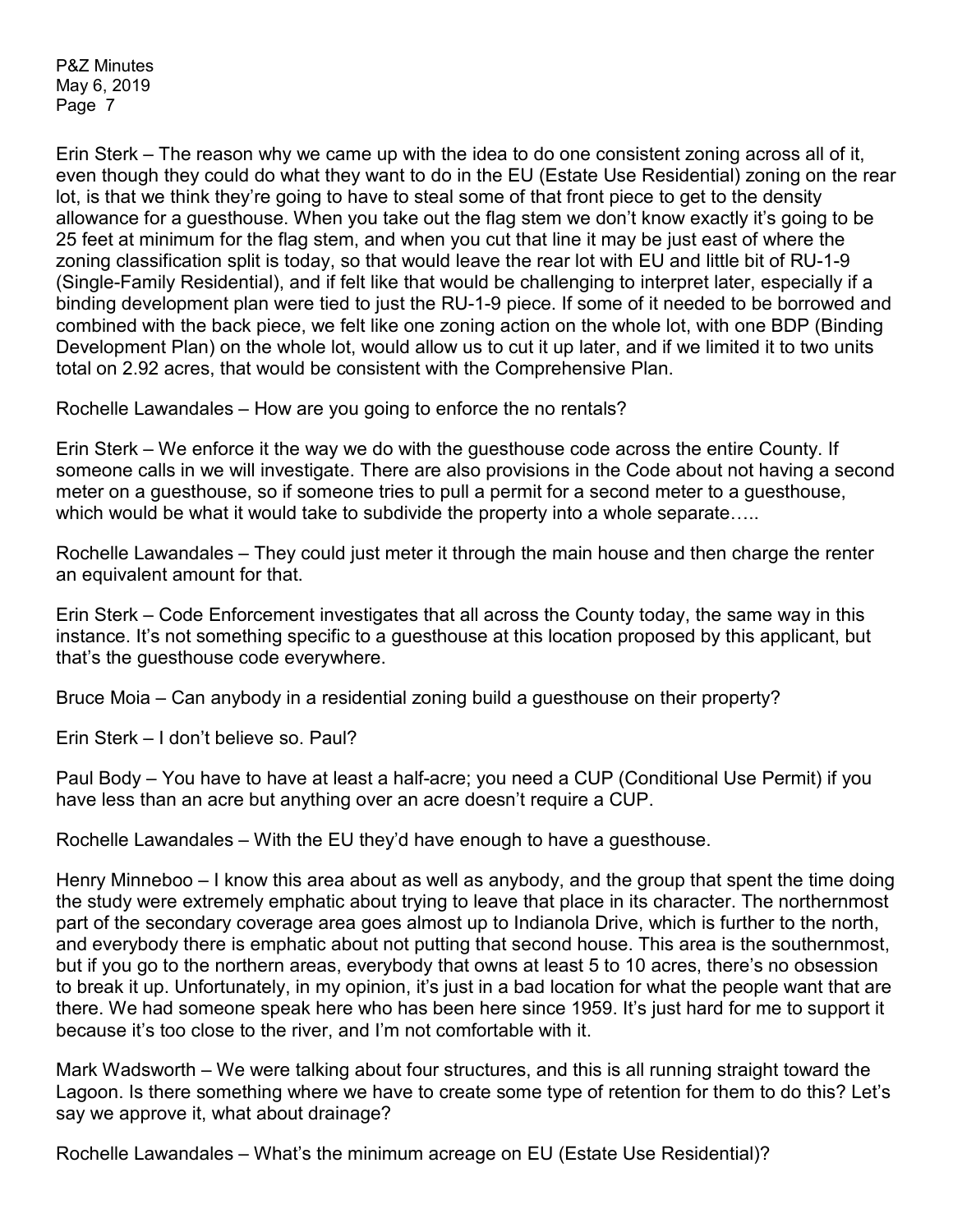Erin Sterk – The reason why we came up with the idea to do one consistent zoning across all of it, even though they could do what they want to do in the EU (Estate Use Residential) zoning on the rear lot, is that we think they're going to have to steal some of that front piece to get to the density allowance for a guesthouse. When you take out the flag stem we don't know exactly it's going to be 25 feet at minimum for the flag stem, and when you cut that line it may be just east of where the zoning classification split is today, so that would leave the rear lot with EU and little bit of RU-1-9 (Single-Family Residential), and if felt like that would be challenging to interpret later, especially if a binding development plan were tied to just the RU-1-9 piece. If some of it needed to be borrowed and combined with the back piece, we felt like one zoning action on the whole lot, with one BDP (Binding Development Plan) on the whole lot, would allow us to cut it up later, and if we limited it to two units total on 2.92 acres, that would be consistent with the Comprehensive Plan.

Rochelle Lawandales – How are you going to enforce the no rentals?

Erin Sterk – We enforce it the way we do with the guesthouse code across the entire County. If someone calls in we will investigate. There are also provisions in the Code about not having a second meter on a guesthouse, so if someone tries to pull a permit for a second meter to a guesthouse, which would be what it would take to subdivide the property into a whole separate…..

Rochelle Lawandales – They could just meter it through the main house and then charge the renter an equivalent amount for that.

Erin Sterk – Code Enforcement investigates that all across the County today, the same way in this instance. It's not something specific to a guesthouse at this location proposed by this applicant, but that's the guesthouse code everywhere.

Bruce Moia – Can anybody in a residential zoning build a guesthouse on their property?

Erin Sterk – I don't believe so. Paul?

Paul Body – You have to have at least a half-acre; you need a CUP (Conditional Use Permit) if you have less than an acre but anything over an acre doesn't require a CUP.

Rochelle Lawandales – With the EU they'd have enough to have a guesthouse.

Henry Minneboo – I know this area about as well as anybody, and the group that spent the time doing the study were extremely emphatic about trying to leave that place in its character. The northernmost part of the secondary coverage area goes almost up to Indianola Drive, which is further to the north, and everybody there is emphatic about not putting that second house. This area is the southernmost, but if you go to the northern areas, everybody that owns at least 5 to 10 acres, there's no obsession to break it up. Unfortunately, in my opinion, it's just in a bad location for what the people want that are there. We had someone speak here who has been here since 1959. It's just hard for me to support it because it's too close to the river, and I'm not comfortable with it.

Mark Wadsworth – We were talking about four structures, and this is all running straight toward the Lagoon. Is there something where we have to create some type of retention for them to do this? Let's say we approve it, what about drainage?

Rochelle Lawandales – What's the minimum acreage on EU (Estate Use Residential)?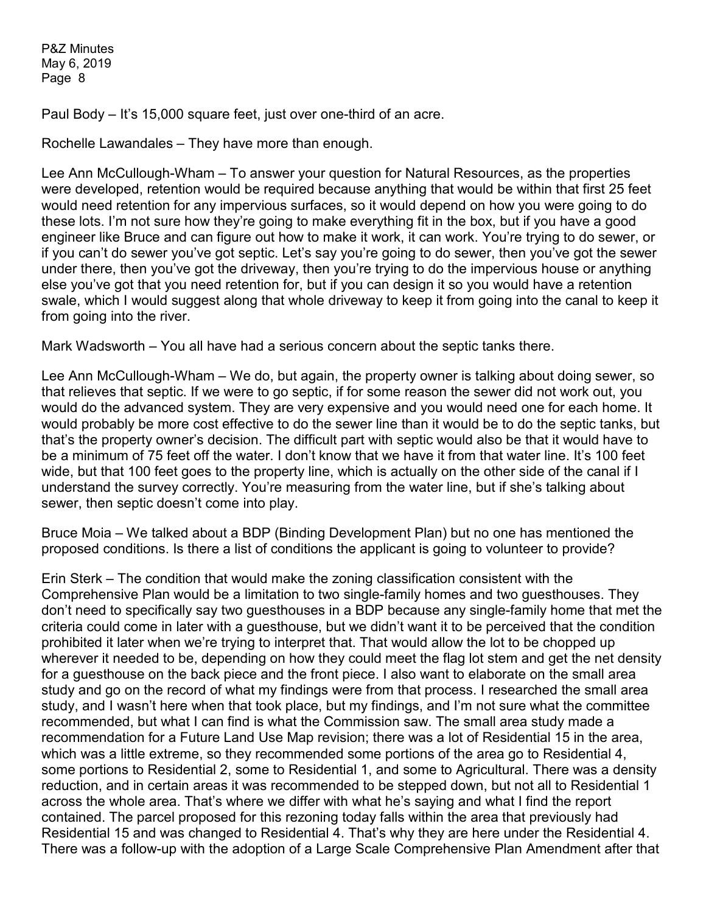Paul Body – It's 15,000 square feet, just over one-third of an acre.

Rochelle Lawandales – They have more than enough.

Lee Ann McCullough-Wham – To answer your question for Natural Resources, as the properties were developed, retention would be required because anything that would be within that first 25 feet would need retention for any impervious surfaces, so it would depend on how you were going to do these lots. I'm not sure how they're going to make everything fit in the box, but if you have a good engineer like Bruce and can figure out how to make it work, it can work. You're trying to do sewer, or if you can't do sewer you've got septic. Let's say you're going to do sewer, then you've got the sewer under there, then you've got the driveway, then you're trying to do the impervious house or anything else you've got that you need retention for, but if you can design it so you would have a retention swale, which I would suggest along that whole driveway to keep it from going into the canal to keep it from going into the river.

Mark Wadsworth – You all have had a serious concern about the septic tanks there.

Lee Ann McCullough-Wham – We do, but again, the property owner is talking about doing sewer, so that relieves that septic. If we were to go septic, if for some reason the sewer did not work out, you would do the advanced system. They are very expensive and you would need one for each home. It would probably be more cost effective to do the sewer line than it would be to do the septic tanks, but that's the property owner's decision. The difficult part with septic would also be that it would have to be a minimum of 75 feet off the water. I don't know that we have it from that water line. It's 100 feet wide, but that 100 feet goes to the property line, which is actually on the other side of the canal if I understand the survey correctly. You're measuring from the water line, but if she's talking about sewer, then septic doesn't come into play.

Bruce Moia – We talked about a BDP (Binding Development Plan) but no one has mentioned the proposed conditions. Is there a list of conditions the applicant is going to volunteer to provide?

Erin Sterk – The condition that would make the zoning classification consistent with the Comprehensive Plan would be a limitation to two single-family homes and two guesthouses. They don't need to specifically say two guesthouses in a BDP because any single-family home that met the criteria could come in later with a guesthouse, but we didn't want it to be perceived that the condition prohibited it later when we're trying to interpret that. That would allow the lot to be chopped up wherever it needed to be, depending on how they could meet the flag lot stem and get the net density for a guesthouse on the back piece and the front piece. I also want to elaborate on the small area study and go on the record of what my findings were from that process. I researched the small area study, and I wasn't here when that took place, but my findings, and I'm not sure what the committee recommended, but what I can find is what the Commission saw. The small area study made a recommendation for a Future Land Use Map revision; there was a lot of Residential 15 in the area, which was a little extreme, so they recommended some portions of the area go to Residential 4, some portions to Residential 2, some to Residential 1, and some to Agricultural. There was a density reduction, and in certain areas it was recommended to be stepped down, but not all to Residential 1 across the whole area. That's where we differ with what he's saying and what I find the report contained. The parcel proposed for this rezoning today falls within the area that previously had Residential 15 and was changed to Residential 4. That's why they are here under the Residential 4. There was a follow-up with the adoption of a Large Scale Comprehensive Plan Amendment after that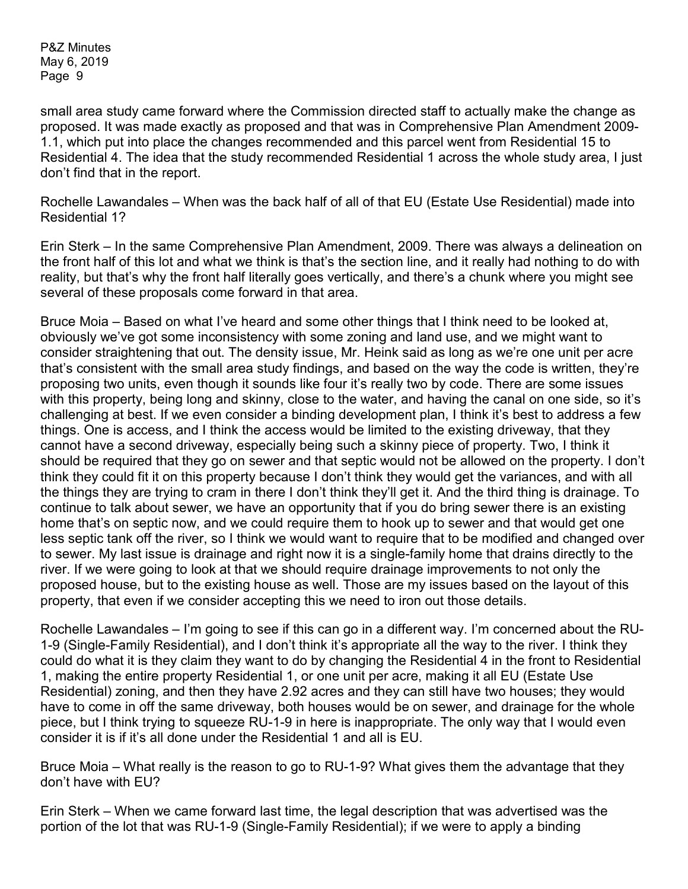small area study came forward where the Commission directed staff to actually make the change as proposed. It was made exactly as proposed and that was in Comprehensive Plan Amendment 2009-1.1, which put into place the changes recommended and this parcel went from Residential 15 to Residential 4. The idea that the study recommended Residential 1 across the whole study area, I just don't find that in the report.

Rochelle Lawandales – When was the back half of all of that EU (Estate Use Residential) made into Residential 1?

Erin Sterk – In the same Comprehensive Plan Amendment, 2009. There was always a delineation on the front half of this lot and what we think is that's the section line, and it really had nothing to do with reality, but that's why the front half literally goes vertically, and there's a chunk where you might see several of these proposals come forward in that area.

Bruce Moia – Based on what I've heard and some other things that I think need to be looked at, obviously we've got some inconsistency with some zoning and land use, and we might want to consider straightening that out. The density issue, Mr. Heink said as long as we're one unit per acre that's consistent with the small area study findings, and based on the way the code is written, they're proposing two units, even though it sounds like four it's really two by code. There are some issues with this property, being long and skinny, close to the water, and having the canal on one side, so it's challenging at best. If we even consider a binding development plan, I think it's best to address a few things. One is access, and I think the access would be limited to the existing driveway, that they cannot have a second driveway, especially being such a skinny piece of property. Two, I think it should be required that they go on sewer and that septic would not be allowed on the property. I don't think they could fit it on this property because I don't think they would get the variances, and with all the things they are trying to cram in there I don't think they'll get it. And the third thing is drainage. To continue to talk about sewer, we have an opportunity that if you do bring sewer there is an existing home that's on septic now, and we could require them to hook up to sewer and that would get one less septic tank off the river, so I think we would want to require that to be modified and changed over to sewer. My last issue is drainage and right now it is a single-family home that drains directly to the river. If we were going to look at that we should require drainage improvements to not only the proposed house, but to the existing house as well. Those are my issues based on the layout of this property, that even if we consider accepting this we need to iron out those details.

Rochelle Lawandales – I'm going to see if this can go in a different way. I'm concerned about the RU-1-9 (Single-Family Residential), and I don't think it's appropriate all the way to the river. I think they could do what it is they claim they want to do by changing the Residential 4 in the front to Residential 1, making the entire property Residential 1, or one unit per acre, making it all EU (Estate Use Residential) zoning, and then they have 2.92 acres and they can still have two houses; they would have to come in off the same driveway, both houses would be on sewer, and drainage for the whole piece, but I think trying to squeeze RU-1-9 in here is inappropriate. The only way that I would even consider it is if it's all done under the Residential 1 and all is EU.

Bruce Moia – What really is the reason to go to RU-1-9? What gives them the advantage that they don't have with EU?

Erin Sterk – When we came forward last time, the legal description that was advertised was the portion of the lot that was RU-1-9 (Single-Family Residential); if we were to apply a binding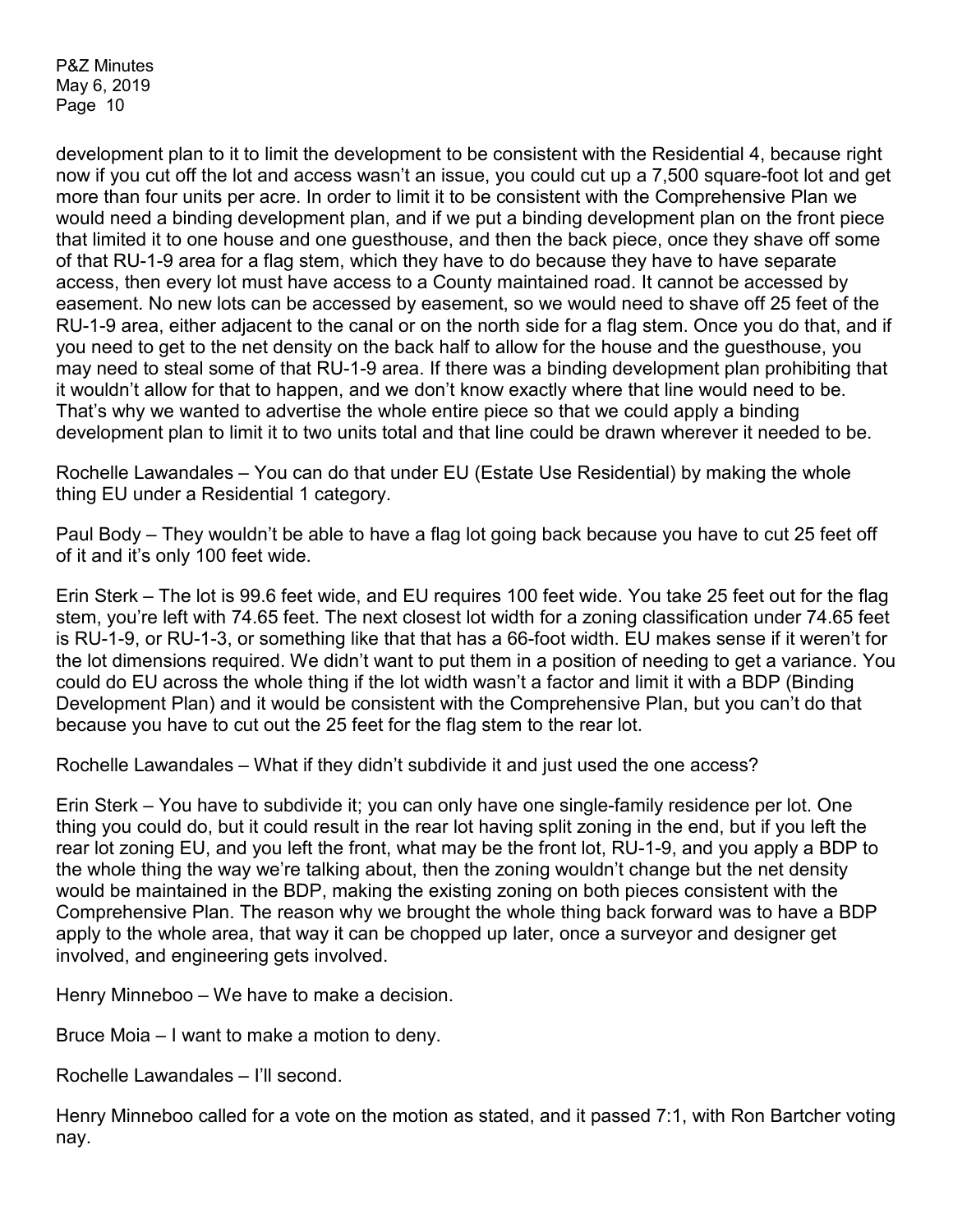development plan to it to limit the development to be consistent with the Residential 4, because right now if you cut off the lot and access wasn't an issue, you could cut up a 7,500 square-foot lot and get more than four units per acre. In order to limit it to be consistent with the Comprehensive Plan we would need a binding development plan, and if we put a binding development plan on the front piece that limited it to one house and one guesthouse, and then the back piece, once they shave off some of that RU-1-9 area for a flag stem, which they have to do because they have to have separate access, then every lot must have access to a County maintained road. It cannot be accessed by easement. No new lots can be accessed by easement, so we would need to shave off 25 feet of the RU-1-9 area, either adjacent to the canal or on the north side for a flag stem. Once you do that, and if you need to get to the net density on the back half to allow for the house and the guesthouse, you may need to steal some of that RU-1-9 area. If there was a binding development plan prohibiting that it wouldn't allow for that to happen, and we don't know exactly where that line would need to be. That's why we wanted to advertise the whole entire piece so that we could apply a binding development plan to limit it to two units total and that line could be drawn wherever it needed to be.

Rochelle Lawandales – You can do that under EU (Estate Use Residential) by making the whole thing EU under a Residential 1 category.

Paul Body – They wouldn't be able to have a flag lot going back because you have to cut 25 feet off of it and it's only 100 feet wide.

Erin Sterk – The lot is 99.6 feet wide, and EU requires 100 feet wide. You take 25 feet out for the flag stem, you're left with 74.65 feet. The next closest lot width for a zoning classification under 74.65 feet is RU-1-9, or RU-1-3, or something like that that has a 66-foot width. EU makes sense if it weren't for the lot dimensions required. We didn't want to put them in a position of needing to get a variance. You could do EU across the whole thing if the lot width wasn't a factor and limit it with a BDP (Binding Development Plan) and it would be consistent with the Comprehensive Plan, but you can't do that because you have to cut out the 25 feet for the flag stem to the rear lot.

Rochelle Lawandales – What if they didn't subdivide it and just used the one access?

Erin Sterk – You have to subdivide it; you can only have one single-family residence per lot. One thing you could do, but it could result in the rear lot having split zoning in the end, but if you left the rear lot zoning EU, and you left the front, what may be the front lot, RU-1-9, and you apply a BDP to the whole thing the way we're talking about, then the zoning wouldn't change but the net density would be maintained in the BDP, making the existing zoning on both pieces consistent with the Comprehensive Plan. The reason why we brought the whole thing back forward was to have a BDP apply to the whole area, that way it can be chopped up later, once a surveyor and designer get involved, and engineering gets involved.

Henry Minneboo – We have to make a decision.

Bruce Moia – I want to make a motion to deny.

Rochelle Lawandales – I'll second.

Henry Minneboo called for a vote on the motion as stated, and it passed 7:1, with Ron Bartcher voting nay.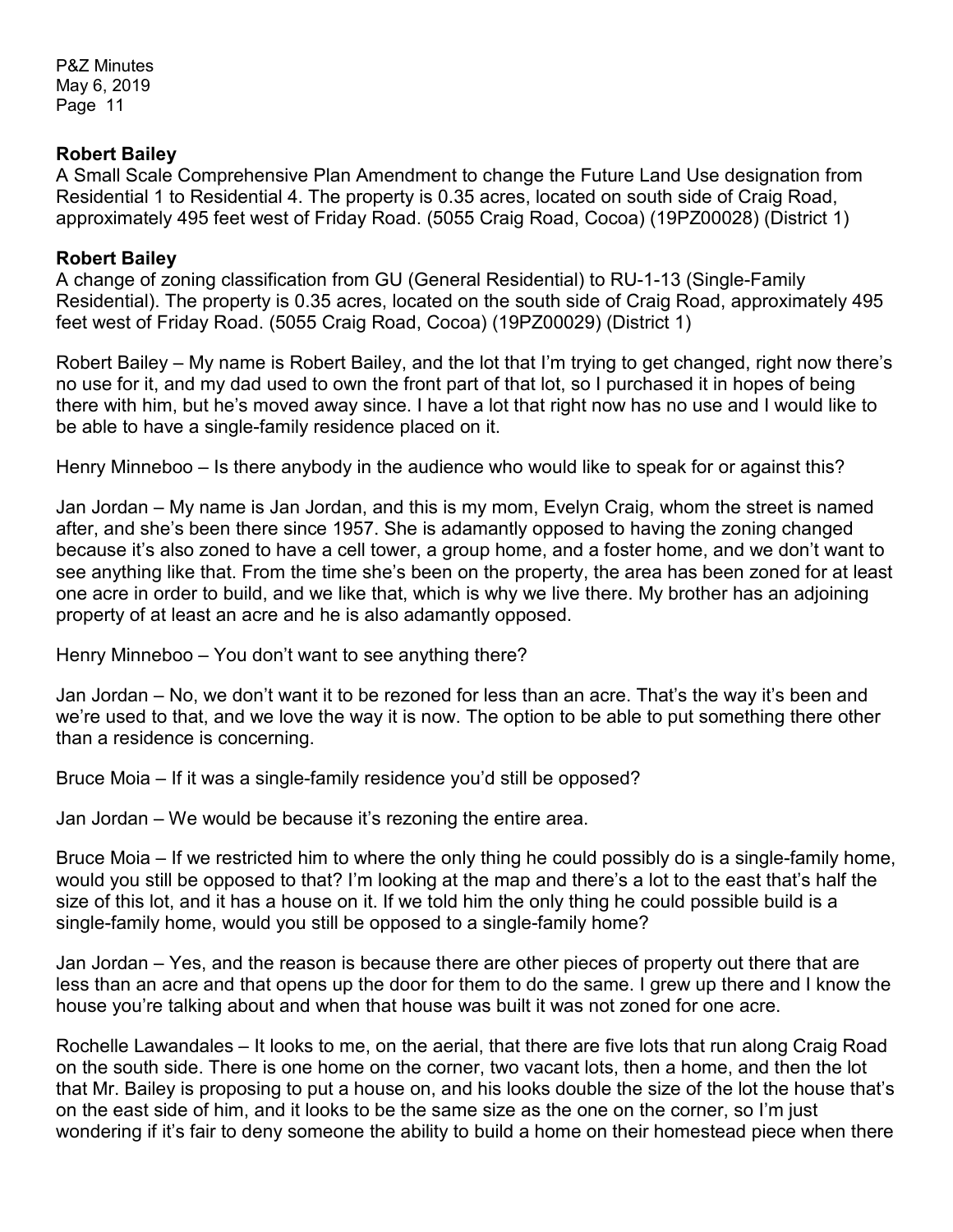**Robert Bailey**

A Small Scale Comprehensive Plan Amendment to change the Future Land Use designation from Residential 1 to Residential 4. The property is 0.35 acres, located on south side of Craig Road, approximately 495 feet west of Friday Road. (5055 Craig Road, Cocoa) (19PZ00028) (District 1)

**Robert Bailey**

A change of zoning classification from GU (General Residential) to RU-1-13 (Single-Family Residential). The property is 0.35 acres, located on the south side of Craig Road, approximately 495 feet west of Friday Road. (5055 Craig Road, Cocoa) (19PZ00029) (District 1)

Robert Bailey – My name is Robert Bailey, and the lot that I'm trying to get changed, right now there's no use for it, and my dad used to own the front part of that lot, so I purchased it in hopes of being there with him, but he's moved away since. I have a lot that right now has no use and I would like to be able to have a single-family residence placed on it.

Henry Minneboo – Is there anybody in the audience who would like to speak for or against this?

Jan Jordan – My name is Jan Jordan, and this is my mom, Evelyn Craig, whom the street is named after, and she's been there since 1957. She is adamantly opposed to having the zoning changed because it's also zoned to have a cell tower, a group home, and a foster home, and we don't want to see anything like that. From the time she's been on the property, the area has been zoned for at least one acre in order to build, and we like that, which is why we live there. My brother has an adjoining property of at least an acre and he is also adamantly opposed.

Henry Minneboo – You don't want to see anything there?

Jan Jordan – No, we don't want it to be rezoned for less than an acre. That's the way it's been and we're used to that, and we love the way it is now. The option to be able to put something there other than a residence is concerning.

Bruce Moia – If it was a single-family residence you'd still be opposed?

Jan Jordan – We would be because it's rezoning the entire area.

Bruce Moia – If we restricted him to where the only thing he could possibly do is a single-family home, would you still be opposed to that? I'm looking at the map and there's a lot to the east that's half the size of this lot, and it has a house on it. If we told him the only thing he could possible build is a single-family home, would you still be opposed to a single-family home?

Jan Jordan – Yes, and the reason is because there are other pieces of property out there that are less than an acre and that opens up the door for them to do the same. I grew up there and I know the house you're talking about and when that house was built it was not zoned for one acre.

Rochelle Lawandales – It looks to me, on the aerial, that there are five lots that run along Craig Road on the south side. There is one home on the corner, two vacant lots, then a home, and then the lot that Mr. Bailey is proposing to put a house on, and his looks double the size of the lot the house that's on the east side of him, and it looks to be the same size as the one on the corner, so I'm just wondering if it's fair to deny someone the ability to build a home on their homestead piece when there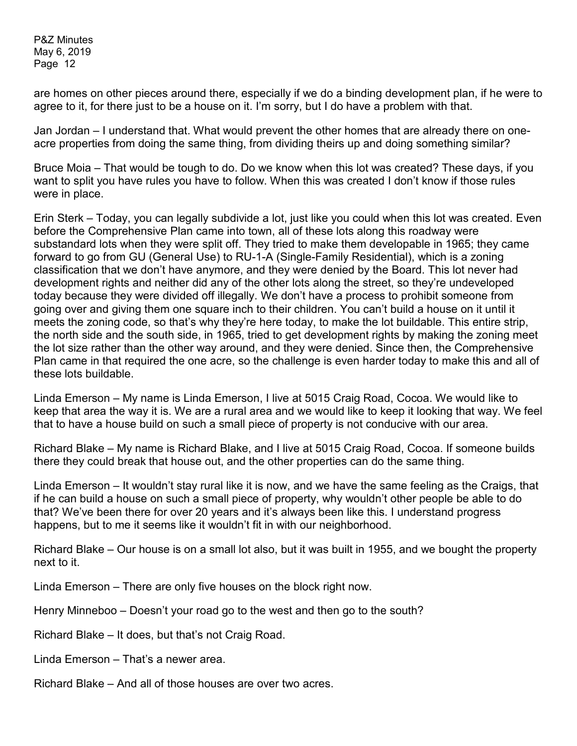are homes on other pieces around there, especially if we do a binding development plan, if he were to agree to it, for there just to be a house on it. I'm sorry, but I do have a problem with that.

Jan Jordan – I understand that. What would prevent the other homes that are already there on one-acre properties from doing the same thing, from dividing theirs up and doing something similar?

Bruce Moia – That would be tough to do. Do we know when this lot was created? These days, if you want to split you have rules you have to follow. When this was created I don't know if those rules were in place.

Erin Sterk – Today, you can legally subdivide a lot, just like you could when this lot was created. Even before the Comprehensive Plan came into town, all of these lots along this roadway were substandard lots when they were split off. They tried to make them developable in 1965; they came forward to go from GU (General Use) to RU-1-A (Single-Family Residential), which is a zoning classification that we don't have anymore, and they were denied by the Board. This lot never had development rights and neither did any of the other lots along the street, so they're undeveloped today because they were divided off illegally. We don't have a process to prohibit someone from going over and giving them one square inch to their children. You can't build a house on it until it meets the zoning code, so that's why they're here today, to make the lot buildable. This entire strip, the north side and the south side, in 1965, tried to get development rights by making the zoning meet the lot size rather than the other way around, and they were denied. Since then, the Comprehensive Plan came in that required the one acre, so the challenge is even harder today to make this and all of these lots buildable.

Linda Emerson – My name is Linda Emerson, I live at 5015 Craig Road, Cocoa. We would like to keep that area the way it is. We are a rural area and we would like to keep it looking that way. We feel that to have a house build on such a small piece of property is not conducive with our area.

Richard Blake – My name is Richard Blake, and I live at 5015 Craig Road, Cocoa. If someone builds there they could break that house out, and the other properties can do the same thing.

Linda Emerson – It wouldn't stay rural like it is now, and we have the same feeling as the Craigs, that if he can build a house on such a small piece of property, why wouldn't other people be able to do that? We've been there for over 20 years and it's always been like this. I understand progress happens, but to me it seems like it wouldn't fit in with our neighborhood.

Richard Blake – Our house is on a small lot also, but it was built in 1955, and we bought the property next to it.

Linda Emerson – There are only five houses on the block right now.

Henry Minneboo – Doesn't your road go to the west and then go to the south?

Richard Blake – It does, but that's not Craig Road.

Linda Emerson – That's a newer area.

Richard Blake – And all of those houses are over two acres.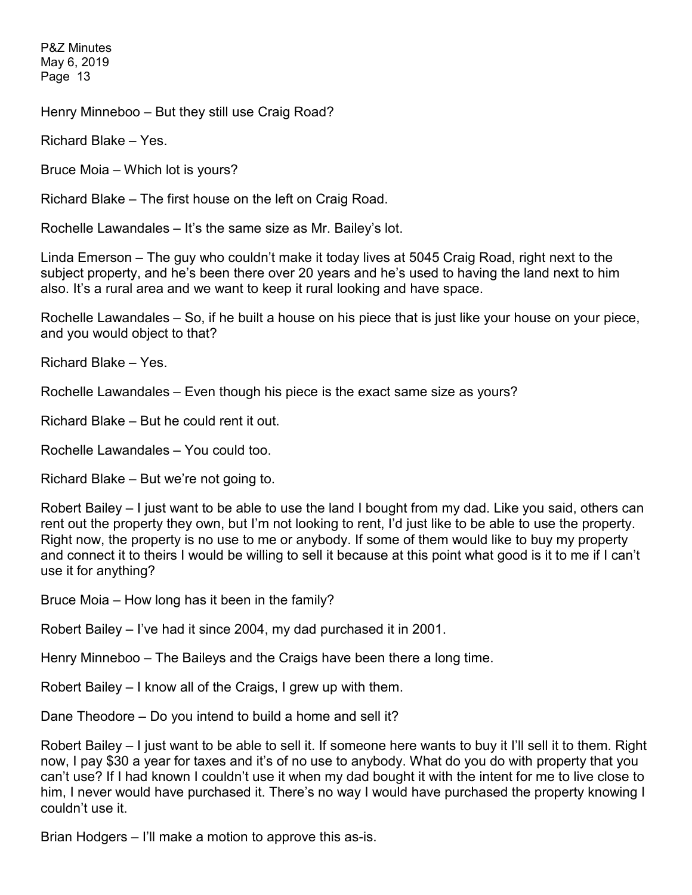Henry Minneboo – But they still use Craig Road?

Richard Blake – Yes.

Bruce Moia – Which lot is yours?

Richard Blake – The first house on the left on Craig Road.

Rochelle Lawandales – It's the same size as Mr. Bailey's lot.

Linda Emerson – The guy who couldn't make it today lives at 5045 Craig Road, right next to the subject property, and he's been there over 20 years and he's used to having the land next to him also. It's a rural area and we want to keep it rural looking and have space.

Rochelle Lawandales – So, if he built a house on his piece that is just like your house on your piece, and you would object to that?

Richard Blake – Yes.

Rochelle Lawandales – Even though his piece is the exact same size as yours?

Richard Blake – But he could rent it out.

Rochelle Lawandales – You could too.

Richard Blake – But we're not going to.

Robert Bailey – I just want to be able to use the land I bought from my dad. Like you said, others can rent out the property they own, but I'm not looking to rent, I'd just like to be able to use the property. Right now, the property is no use to me or anybody. If some of them would like to buy my property and connect it to theirs I would be willing to sell it because at this point what good is it to me if I can't use it for anything?

Bruce Moia – How long has it been in the family?

Robert Bailey – I've had it since 2004, my dad purchased it in 2001.

Henry Minneboo – The Baileys and the Craigs have been there a long time.

Robert Bailey – I know all of the Craigs, I grew up with them.

Dane Theodore – Do you intend to build a home and sell it?

Robert Bailey – I just want to be able to sell it. If someone here wants to buy it I'll sell it to them. Right now, I pay $30 a year for taxes and it's of no use to anybody. What do you do with property that you can't use? If I had known I couldn't use it when my dad bought it with the intent for me to live close to him, I never would have purchased it. There's no way I would have purchased the property knowing I couldn't use it.

Brian Hodgers – I'll make a motion to approve this as-is.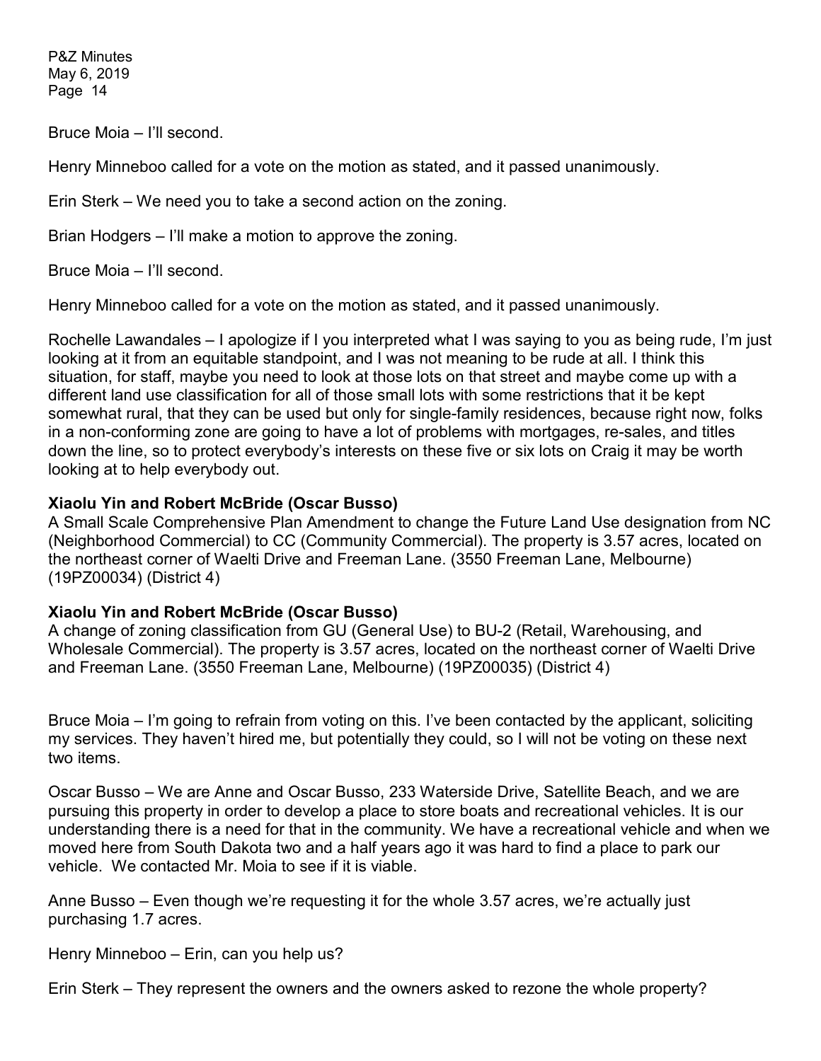Bruce Moia – I'll second.

Henry Minneboo called for a vote on the motion as stated, and it passed unanimously.

Erin Sterk – We need you to take a second action on the zoning.

Brian Hodgers – I'll make a motion to approve the zoning.

Bruce Moia – I'll second.

Henry Minneboo called for a vote on the motion as stated, and it passed unanimously.

Rochelle Lawandales – I apologize if I you interpreted what I was saying to you as being rude, I'm just looking at it from an equitable standpoint, and I was not meaning to be rude at all. I think this situation, for staff, maybe you need to look at those lots on that street and maybe come up with a different land use classification for all of those small lots with some restrictions that it be kept somewhat rural, that they can be used but only for single-family residences, because right now, folks in a non-conforming zone are going to have a lot of problems with mortgages, re-sales, and titles down the line, so to protect everybody's interests on these five or six lots on Craig it may be worth looking at to help everybody out.

**Xiaolu Yin and Robert McBride (Oscar Busso)**
A Small Scale Comprehensive Plan Amendment to change the Future Land Use designation from NC (Neighborhood Commercial) to CC (Community Commercial). The property is 3.57 acres, located on the northeast corner of Waelti Drive and Freeman Lane. (3550 Freeman Lane, Melbourne) (19PZ00034) (District 4)

**Xiaolu Yin and Robert McBride (Oscar Busso)**
A change of zoning classification from GU (General Use) to BU-2 (Retail, Warehousing, and Wholesale Commercial). The property is 3.57 acres, located on the northeast corner of Waelti Drive and Freeman Lane. (3550 Freeman Lane, Melbourne) (19PZ00035) (District 4)

Bruce Moia – I'm going to refrain from voting on this. I've been contacted by the applicant, soliciting my services. They haven't hired me, but potentially they could, so I will not be voting on these next two items.

Oscar Busso – We are Anne and Oscar Busso, 233 Waterside Drive, Satellite Beach, and we are pursuing this property in order to develop a place to store boats and recreational vehicles. It is our understanding there is a need for that in the community. We have a recreational vehicle and when we moved here from South Dakota two and a half years ago it was hard to find a place to park our vehicle. We contacted Mr. Moia to see if it is viable.

Anne Busso – Even though we're requesting it for the whole 3.57 acres, we're actually just purchasing 1.7 acres.

Henry Minneboo – Erin, can you help us?

Erin Sterk – They represent the owners and the owners asked to rezone the whole property?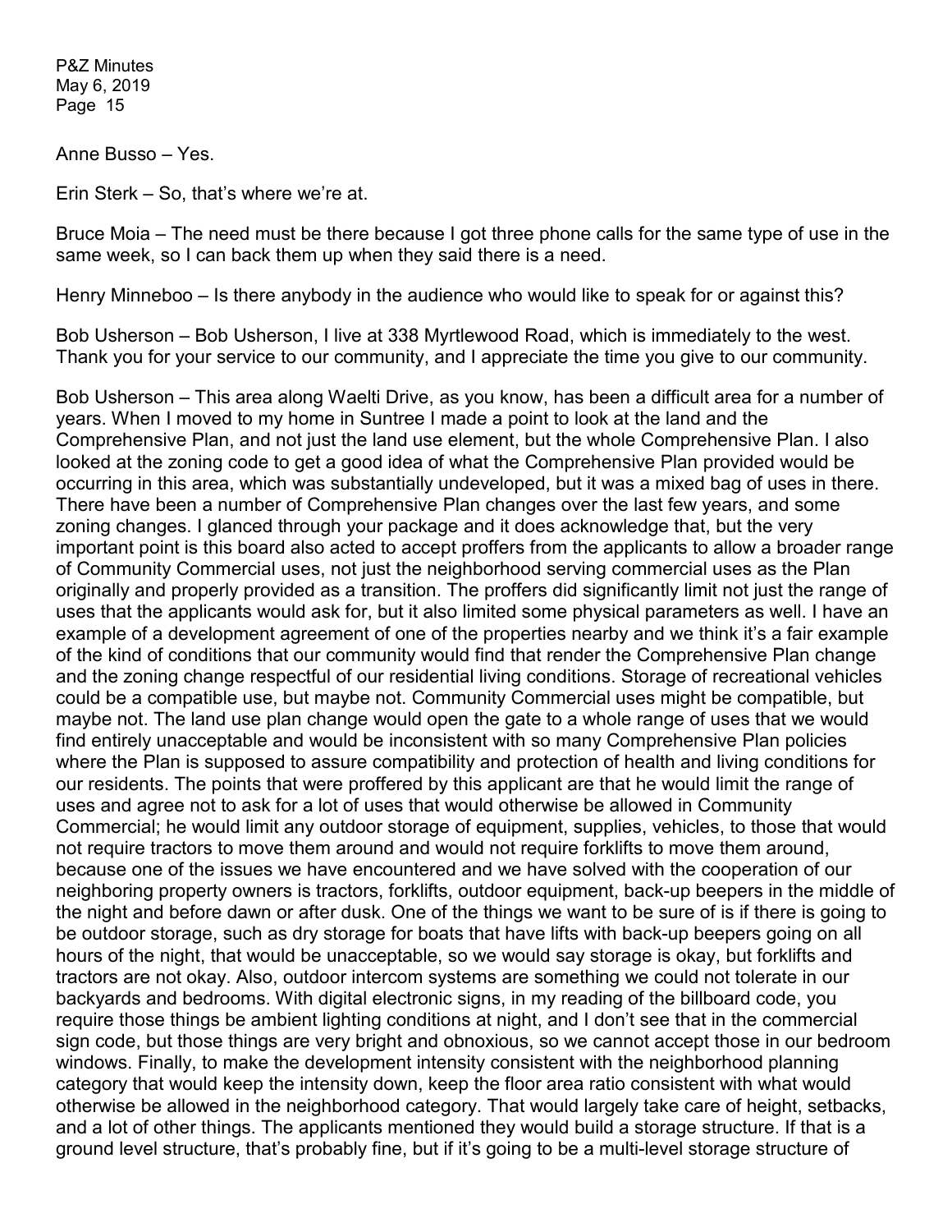Anne Busso – Yes.

Erin Sterk – So, that's where we're at.

Bruce Moia – The need must be there because I got three phone calls for the same type of use in the same week, so I can back them up when they said there is a need.

Henry Minneboo – Is there anybody in the audience who would like to speak for or against this?

Bob Usherson – Bob Usherson, I live at 338 Myrtlewood Road, which is immediately to the west. Thank you for your service to our community, and I appreciate the time you give to our community.

Bob Usherson – This area along Waelti Drive, as you know, has been a difficult area for a number of years. When I moved to my home in Suntree I made a point to look at the land and the Comprehensive Plan, and not just the land use element, but the whole Comprehensive Plan. I also looked at the zoning code to get a good idea of what the Comprehensive Plan provided would be occurring in this area, which was substantially undeveloped, but it was a mixed bag of uses in there. There have been a number of Comprehensive Plan changes over the last few years, and some zoning changes. I glanced through your package and it does acknowledge that, but the very important point is this board also acted to accept proffers from the applicants to allow a broader range of Community Commercial uses, not just the neighborhood serving commercial uses as the Plan originally and properly provided as a transition. The proffers did significantly limit not just the range of uses that the applicants would ask for, but it also limited some physical parameters as well. I have an example of a development agreement of one of the properties nearby and we think it's a fair example of the kind of conditions that our community would find that render the Comprehensive Plan change and the zoning change respectful of our residential living conditions. Storage of recreational vehicles could be a compatible use, but maybe not. Community Commercial uses might be compatible, but maybe not. The land use plan change would open the gate to a whole range of uses that we would find entirely unacceptable and would be inconsistent with so many Comprehensive Plan policies where the Plan is supposed to assure compatibility and protection of health and living conditions for our residents. The points that were proffered by this applicant are that he would limit the range of uses and agree not to ask for a lot of uses that would otherwise be allowed in Community Commercial; he would limit any outdoor storage of equipment, supplies, vehicles, to those that would not require tractors to move them around and would not require forklifts to move them around, because one of the issues we have encountered and we have solved with the cooperation of our neighboring property owners is tractors, forklifts, outdoor equipment, back-up beepers in the middle of the night and before dawn or after dusk. One of the things we want to be sure of is if there is going to be outdoor storage, such as dry storage for boats that have lifts with back-up beepers going on all hours of the night, that would be unacceptable, so we would say storage is okay, but forklifts and tractors are not okay. Also, outdoor intercom systems are something we could not tolerate in our backyards and bedrooms. With digital electronic signs, in my reading of the billboard code, you require those things be ambient lighting conditions at night, and I don't see that in the commercial sign code, but those things are very bright and obnoxious, so we cannot accept those in our bedroom windows. Finally, to make the development intensity consistent with the neighborhood planning category that would keep the intensity down, keep the floor area ratio consistent with what would otherwise be allowed in the neighborhood category. That would largely take care of height, setbacks, and a lot of other things. The applicants mentioned they would build a storage structure. If that is a ground level structure, that's probably fine, but if it's going to be a multi-level storage structure of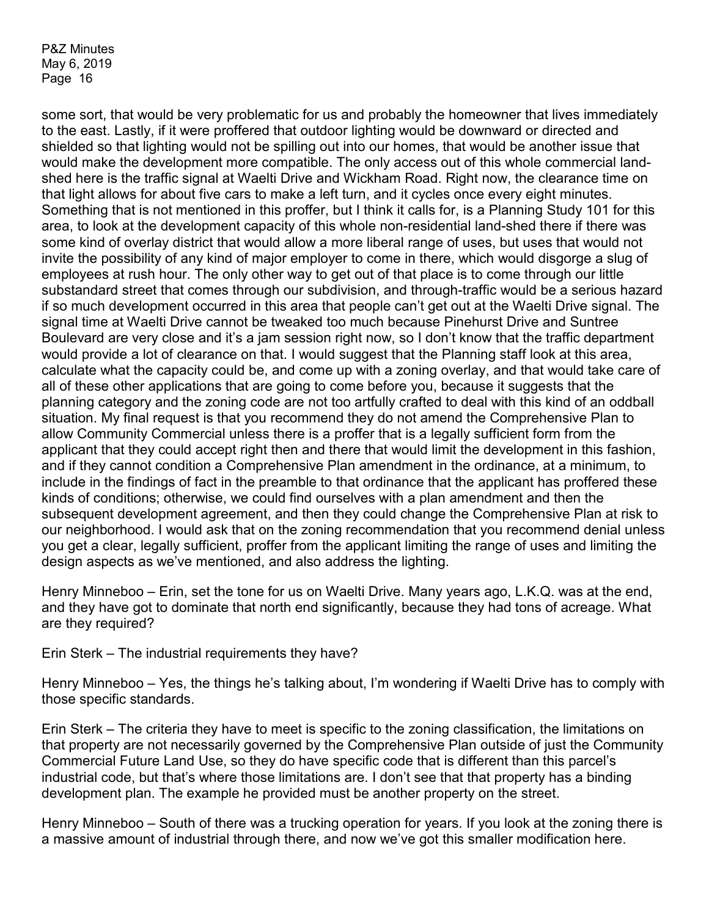some sort, that would be very problematic for us and probably the homeowner that lives immediately to the east. Lastly, if it were proffered that outdoor lighting would be downward or directed and shielded so that lighting would not be spilling out into our homes, that would be another issue that would make the development more compatible. The only access out of this whole commercial land-shed here is the traffic signal at Waelti Drive and Wickham Road. Right now, the clearance time on that light allows for about five cars to make a left turn, and it cycles once every eight minutes. Something that is not mentioned in this proffer, but I think it calls for, is a Planning Study 101 for this area, to look at the development capacity of this whole non-residential land-shed there if there was some kind of overlay district that would allow a more liberal range of uses, but uses that would not invite the possibility of any kind of major employer to come in there, which would disgorge a slug of employees at rush hour. The only other way to get out of that place is to come through our little substandard street that comes through our subdivision, and through-traffic would be a serious hazard if so much development occurred in this area that people can't get out at the Waelti Drive signal. The signal time at Waelti Drive cannot be tweaked too much because Pinehurst Drive and Suntree Boulevard are very close and it's a jam session right now, so I don't know that the traffic department would provide a lot of clearance on that. I would suggest that the Planning staff look at this area, calculate what the capacity could be, and come up with a zoning overlay, and that would take care of all of these other applications that are going to come before you, because it suggests that the planning category and the zoning code are not too artfully crafted to deal with this kind of an oddball situation. My final request is that you recommend they do not amend the Comprehensive Plan to allow Community Commercial unless there is a proffer that is a legally sufficient form from the applicant that they could accept right then and there that would limit the development in this fashion, and if they cannot condition a Comprehensive Plan amendment in the ordinance, at a minimum, to include in the findings of fact in the preamble to that ordinance that the applicant has proffered these kinds of conditions; otherwise, we could find ourselves with a plan amendment and then the subsequent development agreement, and then they could change the Comprehensive Plan at risk to our neighborhood. I would ask that on the zoning recommendation that you recommend denial unless you get a clear, legally sufficient, proffer from the applicant limiting the range of uses and limiting the design aspects as we've mentioned, and also address the lighting.

Henry Minneboo – Erin, set the tone for us on Waelti Drive. Many years ago, L.K.Q. was at the end, and they have got to dominate that north end significantly, because they had tons of acreage. What are they required?

Erin Sterk – The industrial requirements they have?

Henry Minneboo – Yes, the things he's talking about, I'm wondering if Waelti Drive has to comply with those specific standards.

Erin Sterk – The criteria they have to meet is specific to the zoning classification, the limitations on that property are not necessarily governed by the Comprehensive Plan outside of just the Community Commercial Future Land Use, so they do have specific code that is different than this parcel's industrial code, but that's where those limitations are. I don't see that that property has a binding development plan. The example he provided must be another property on the street.

Henry Minneboo – South of there was a trucking operation for years. If you look at the zoning there is a massive amount of industrial through there, and now we've got this smaller modification here.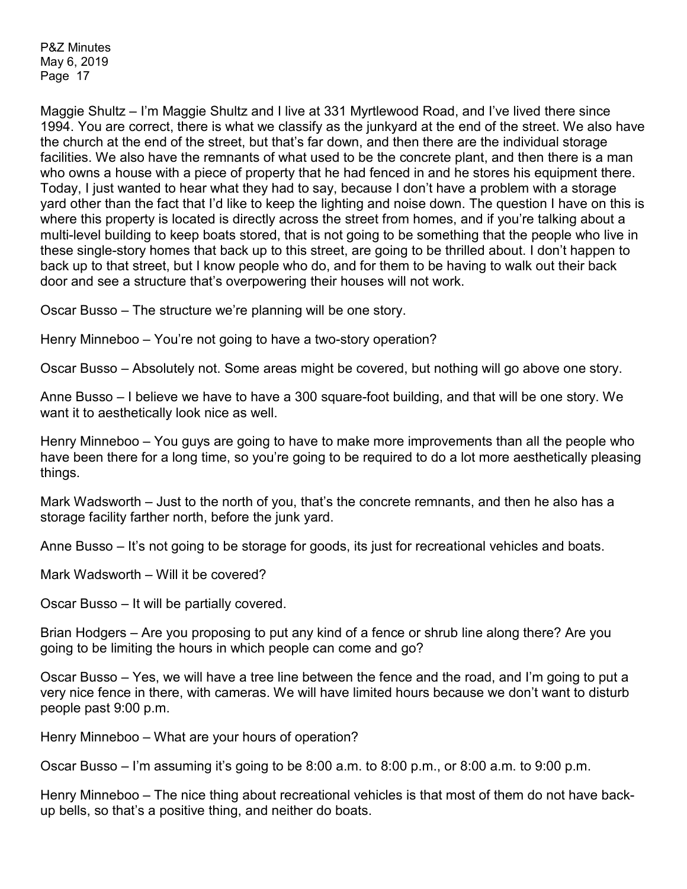Maggie Shultz – I'm Maggie Shultz and I live at 331 Myrtlewood Road, and I've lived there since 1994. You are correct, there is what we classify as the junkyard at the end of the street. We also have the church at the end of the street, but that's far down, and then there are the individual storage facilities. We also have the remnants of what used to be the concrete plant, and then there is a man who owns a house with a piece of property that he had fenced in and he stores his equipment there. Today, I just wanted to hear what they had to say, because I don't have a problem with a storage yard other than the fact that I'd like to keep the lighting and noise down. The question I have on this is where this property is located is directly across the street from homes, and if you're talking about a multi-level building to keep boats stored, that is not going to be something that the people who live in these single-story homes that back up to this street, are going to be thrilled about. I don't happen to back up to that street, but I know people who do, and for them to be having to walk out their back door and see a structure that's overpowering their houses will not work.

Oscar Busso – The structure we're planning will be one story.

Henry Minneboo – You're not going to have a two-story operation?

Oscar Busso – Absolutely not. Some areas might be covered, but nothing will go above one story.

Anne Busso – I believe we have to have a 300 square-foot building, and that will be one story. We want it to aesthetically look nice as well.

Henry Minneboo – You guys are going to have to make more improvements than all the people who have been there for a long time, so you're going to be required to do a lot more aesthetically pleasing things.

Mark Wadsworth – Just to the north of you, that's the concrete remnants, and then he also has a storage facility farther north, before the junk yard.

Anne Busso – It's not going to be storage for goods, its just for recreational vehicles and boats.

Mark Wadsworth – Will it be covered?

Oscar Busso – It will be partially covered.

Brian Hodgers – Are you proposing to put any kind of a fence or shrub line along there? Are you going to be limiting the hours in which people can come and go?

Oscar Busso – Yes, we will have a tree line between the fence and the road, and I'm going to put a very nice fence in there, with cameras. We will have limited hours because we don't want to disturb people past 9:00 p.m.

Henry Minneboo – What are your hours of operation?

Oscar Busso – I'm assuming it's going to be 8:00 a.m. to 8:00 p.m., or 8:00 a.m. to 9:00 p.m.

Henry Minneboo – The nice thing about recreational vehicles is that most of them do not have back-up bells, so that's a positive thing, and neither do boats.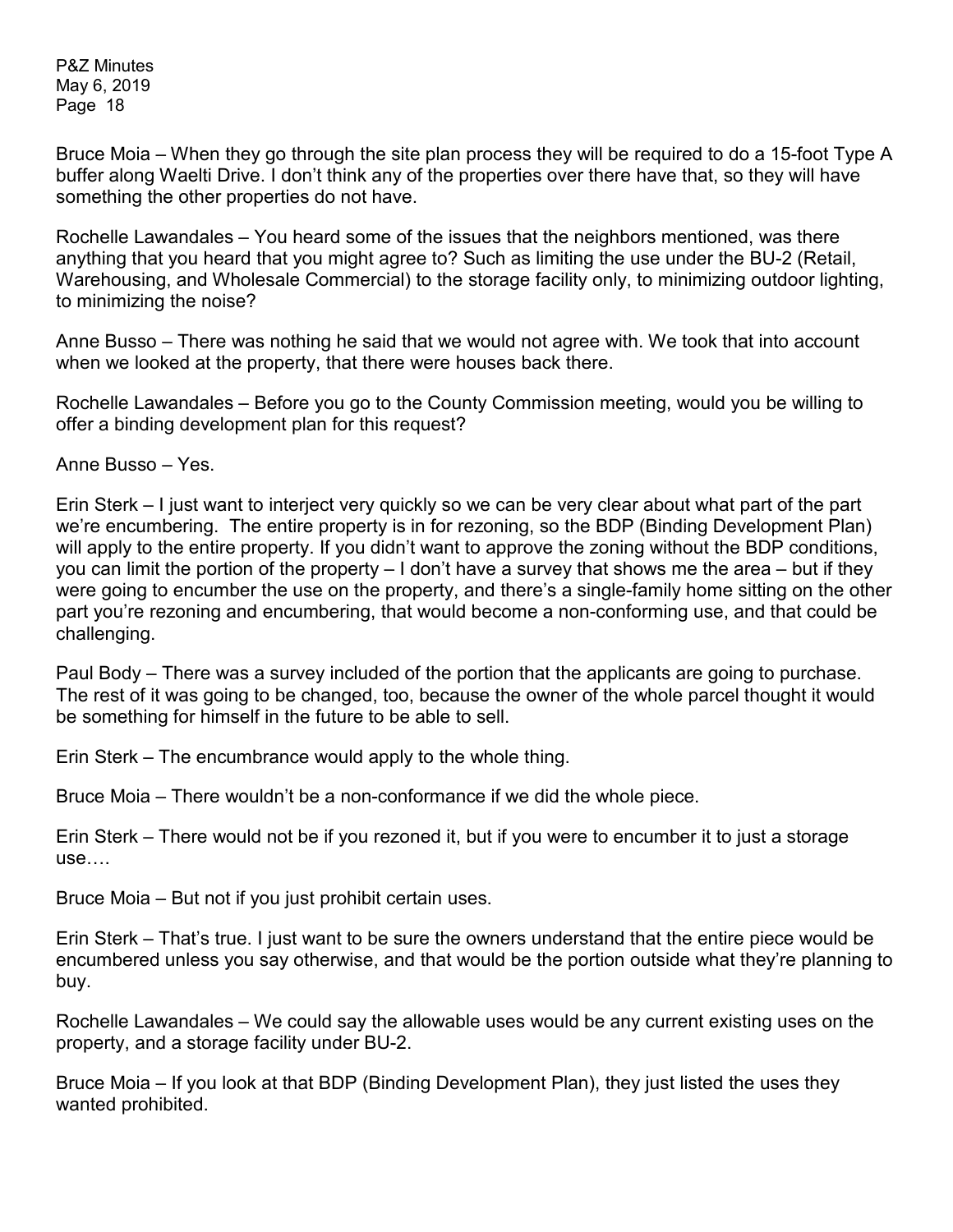Bruce Moia – When they go through the site plan process they will be required to do a 15-foot Type A buffer along Waelti Drive. I don't think any of the properties over there have that, so they will have something the other properties do not have.

Rochelle Lawandales – You heard some of the issues that the neighbors mentioned, was there anything that you heard that you might agree to? Such as limiting the use under the BU-2 (Retail, Warehousing, and Wholesale Commercial) to the storage facility only, to minimizing outdoor lighting, to minimizing the noise?

Anne Busso – There was nothing he said that we would not agree with. We took that into account when we looked at the property, that there were houses back there.

Rochelle Lawandales – Before you go to the County Commission meeting, would you be willing to offer a binding development plan for this request?

Anne Busso – Yes.

Erin Sterk – I just want to interject very quickly so we can be very clear about what part of the part we're encumbering. The entire property is in for rezoning, so the BDP (Binding Development Plan) will apply to the entire property. If you didn't want to approve the zoning without the BDP conditions, you can limit the portion of the property – I don't have a survey that shows me the area – but if they were going to encumber the use on the property, and there's a single-family home sitting on the other part you're rezoning and encumbering, that would become a non-conforming use, and that could be challenging.

Paul Body – There was a survey included of the portion that the applicants are going to purchase. The rest of it was going to be changed, too, because the owner of the whole parcel thought it would be something for himself in the future to be able to sell.

Erin Sterk – The encumbrance would apply to the whole thing.

Bruce Moia – There wouldn't be a non-conformance if we did the whole piece.

Erin Sterk – There would not be if you rezoned it, but if you were to encumber it to just a storage use….

Bruce Moia – But not if you just prohibit certain uses.

Erin Sterk – That's true. I just want to be sure the owners understand that the entire piece would be encumbered unless you say otherwise, and that would be the portion outside what they're planning to buy.

Rochelle Lawandales – We could say the allowable uses would be any current existing uses on the property, and a storage facility under BU-2.

Bruce Moia – If you look at that BDP (Binding Development Plan), they just listed the uses they wanted prohibited.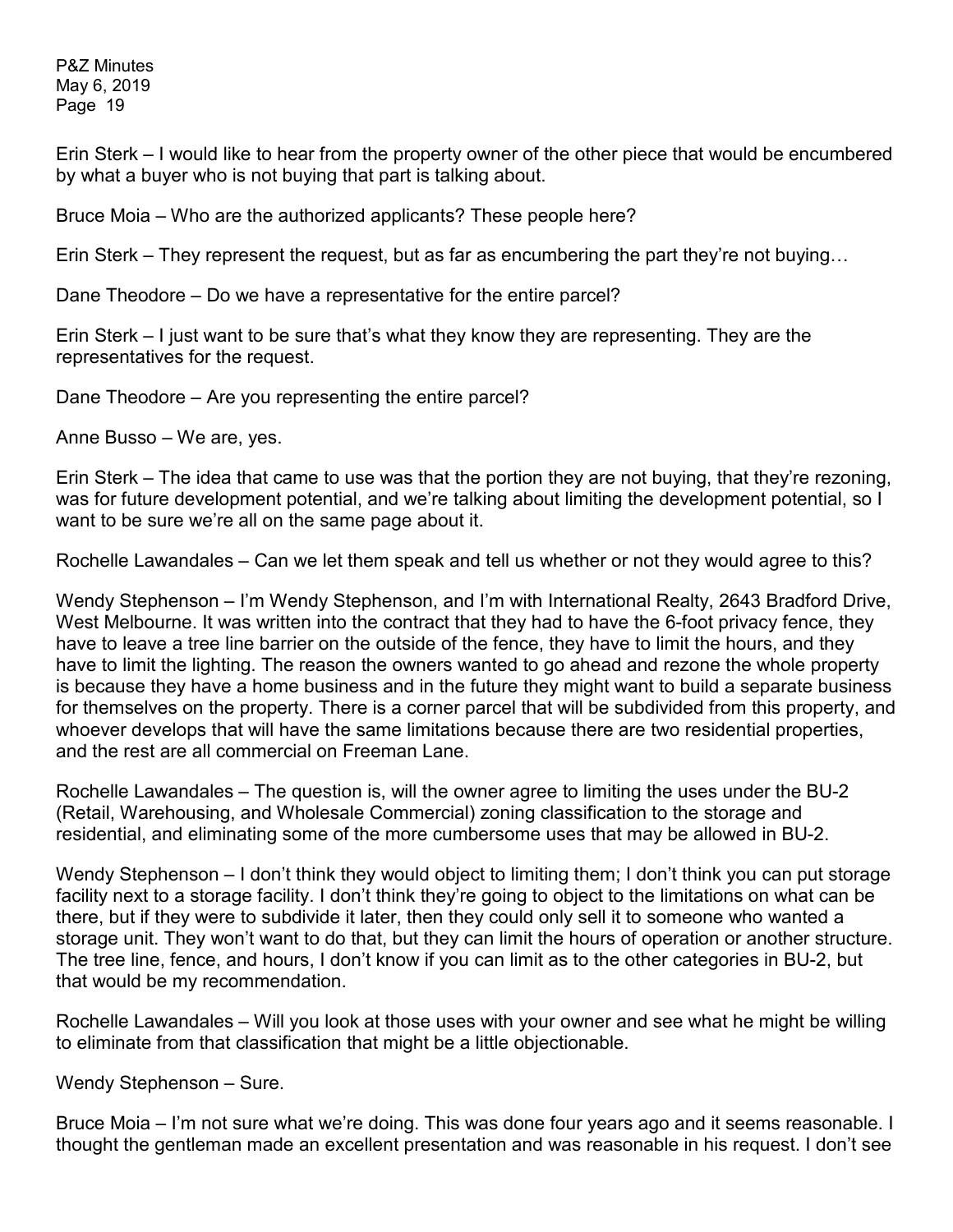Erin Sterk – I would like to hear from the property owner of the other piece that would be encumbered by what a buyer who is not buying that part is talking about.

Bruce Moia – Who are the authorized applicants? These people here?

Erin Sterk – They represent the request, but as far as encumbering the part they're not buying…

Dane Theodore – Do we have a representative for the entire parcel?

Erin Sterk – I just want to be sure that's what they know they are representing. They are the representatives for the request.

Dane Theodore – Are you representing the entire parcel?

Anne Busso – We are, yes.

Erin Sterk – The idea that came to use was that the portion they are not buying, that they're rezoning, was for future development potential, and we're talking about limiting the development potential, so I want to be sure we're all on the same page about it.

Rochelle Lawandales – Can we let them speak and tell us whether or not they would agree to this?

Wendy Stephenson – I'm Wendy Stephenson, and I'm with International Realty, 2643 Bradford Drive, West Melbourne. It was written into the contract that they had to have the 6-foot privacy fence, they have to leave a tree line barrier on the outside of the fence, they have to limit the hours, and they have to limit the lighting. The reason the owners wanted to go ahead and rezone the whole property is because they have a home business and in the future they might want to build a separate business for themselves on the property. There is a corner parcel that will be subdivided from this property, and whoever develops that will have the same limitations because there are two residential properties, and the rest are all commercial on Freeman Lane.

Rochelle Lawandales – The question is, will the owner agree to limiting the uses under the BU-2 (Retail, Warehousing, and Wholesale Commercial) zoning classification to the storage and residential, and eliminating some of the more cumbersome uses that may be allowed in BU-2.

Wendy Stephenson – I don't think they would object to limiting them; I don't think you can put storage facility next to a storage facility. I don't think they're going to object to the limitations on what can be there, but if they were to subdivide it later, then they could only sell it to someone who wanted a storage unit. They won't want to do that, but they can limit the hours of operation or another structure. The tree line, fence, and hours, I don't know if you can limit as to the other categories in BU-2, but that would be my recommendation.

Rochelle Lawandales – Will you look at those uses with your owner and see what he might be willing to eliminate from that classification that might be a little objectionable.

Wendy Stephenson – Sure.

Bruce Moia – I'm not sure what we're doing. This was done four years ago and it seems reasonable. I thought the gentleman made an excellent presentation and was reasonable in his request. I don't see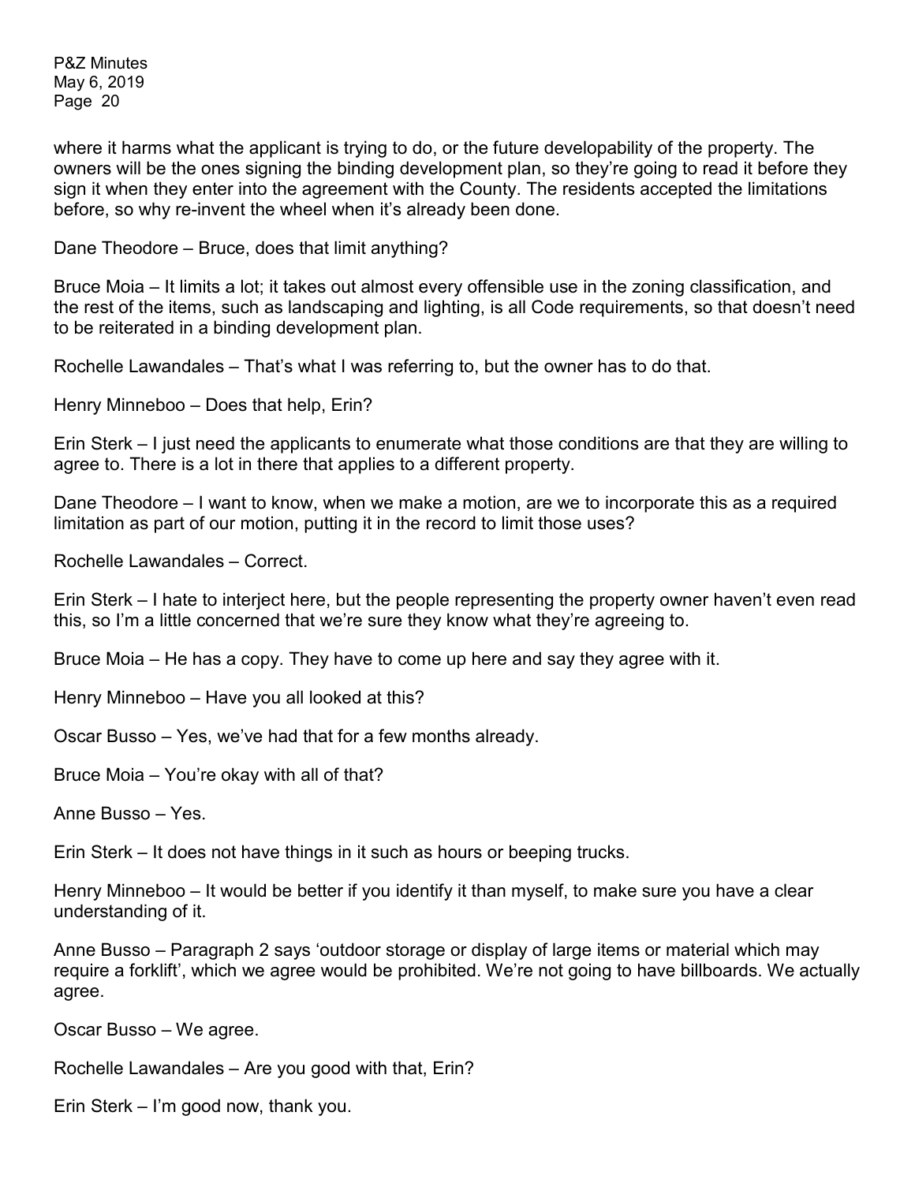where it harms what the applicant is trying to do, or the future developability of the property. The owners will be the ones signing the binding development plan, so they're going to read it before they sign it when they enter into the agreement with the County. The residents accepted the limitations before, so why re-invent the wheel when it's already been done.

Dane Theodore – Bruce, does that limit anything?

Bruce Moia – It limits a lot; it takes out almost every offensible use in the zoning classification, and the rest of the items, such as landscaping and lighting, is all Code requirements, so that doesn't need to be reiterated in a binding development plan.

Rochelle Lawandales – That's what I was referring to, but the owner has to do that.

Henry Minneboo – Does that help, Erin?

Erin Sterk – I just need the applicants to enumerate what those conditions are that they are willing to agree to. There is a lot in there that applies to a different property.

Dane Theodore – I want to know, when we make a motion, are we to incorporate this as a required limitation as part of our motion, putting it in the record to limit those uses?

Rochelle Lawandales – Correct.

Erin Sterk – I hate to interject here, but the people representing the property owner haven't even read this, so I'm a little concerned that we're sure they know what they're agreeing to.

Bruce Moia – He has a copy. They have to come up here and say they agree with it.

Henry Minneboo – Have you all looked at this?

Oscar Busso – Yes, we've had that for a few months already.

Bruce Moia – You're okay with all of that?

Anne Busso – Yes.

Erin Sterk – It does not have things in it such as hours or beeping trucks.

Henry Minneboo – It would be better if you identify it than myself, to make sure you have a clear understanding of it.

Anne Busso – Paragraph 2 says 'outdoor storage or display of large items or material which may require a forklift', which we agree would be prohibited. We're not going to have billboards. We actually agree.

Oscar Busso – We agree.

Rochelle Lawandales – Are you good with that, Erin?

Erin Sterk – I'm good now, thank you.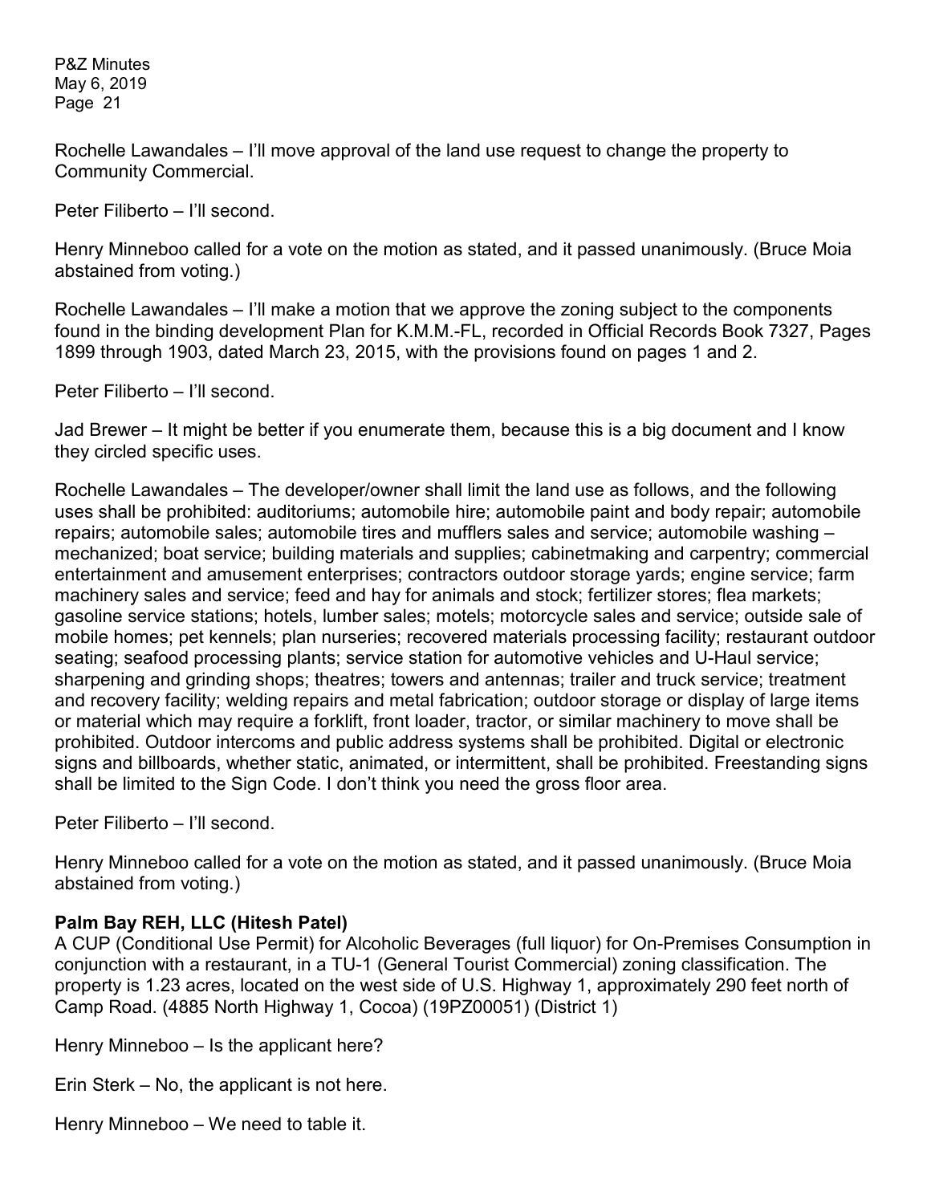Rochelle Lawandales – I'll move approval of the land use request to change the property to Community Commercial.

Peter Filiberto – I'll second.

Henry Minneboo called for a vote on the motion as stated, and it passed unanimously. (Bruce Moia abstained from voting.)

Rochelle Lawandales – I'll make a motion that we approve the zoning subject to the components found in the binding development Plan for K.M.M.-FL, recorded in Official Records Book 7327, Pages 1899 through 1903, dated March 23, 2015, with the provisions found on pages 1 and 2.

Peter Filiberto – I'll second.

Jad Brewer – It might be better if you enumerate them, because this is a big document and I know they circled specific uses.

Rochelle Lawandales – The developer/owner shall limit the land use as follows, and the following uses shall be prohibited: auditoriums; automobile hire; automobile paint and body repair; automobile repairs; automobile sales; automobile tires and mufflers sales and service; automobile washing – mechanized; boat service; building materials and supplies; cabinetmaking and carpentry; commercial entertainment and amusement enterprises; contractors outdoor storage yards; engine service; farm machinery sales and service; feed and hay for animals and stock; fertilizer stores; flea markets; gasoline service stations; hotels, lumber sales; motels; motorcycle sales and service; outside sale of mobile homes; pet kennels; plan nurseries; recovered materials processing facility; restaurant outdoor seating; seafood processing plants; service station for automotive vehicles and U-Haul service; sharpening and grinding shops; theatres; towers and antennas; trailer and truck service; treatment and recovery facility; welding repairs and metal fabrication; outdoor storage or display of large items or material which may require a forklift, front loader, tractor, or similar machinery to move shall be prohibited. Outdoor intercoms and public address systems shall be prohibited. Digital or electronic signs and billboards, whether static, animated, or intermittent, shall be prohibited. Freestanding signs shall be limited to the Sign Code. I don't think you need the gross floor area.

Peter Filiberto – I'll second.

Henry Minneboo called for a vote on the motion as stated, and it passed unanimously. (Bruce Moia abstained from voting.)

**Palm Bay REH, LLC (Hitesh Patel)**
A CUP (Conditional Use Permit) for Alcoholic Beverages (full liquor) for On-Premises Consumption in conjunction with a restaurant, in a TU-1 (General Tourist Commercial) zoning classification. The property is 1.23 acres, located on the west side of U.S. Highway 1, approximately 290 feet north of Camp Road. (4885 North Highway 1, Cocoa) (19PZ00051) (District 1)

Henry Minneboo – Is the applicant here?

Erin Sterk – No, the applicant is not here.

Henry Minneboo – We need to table it.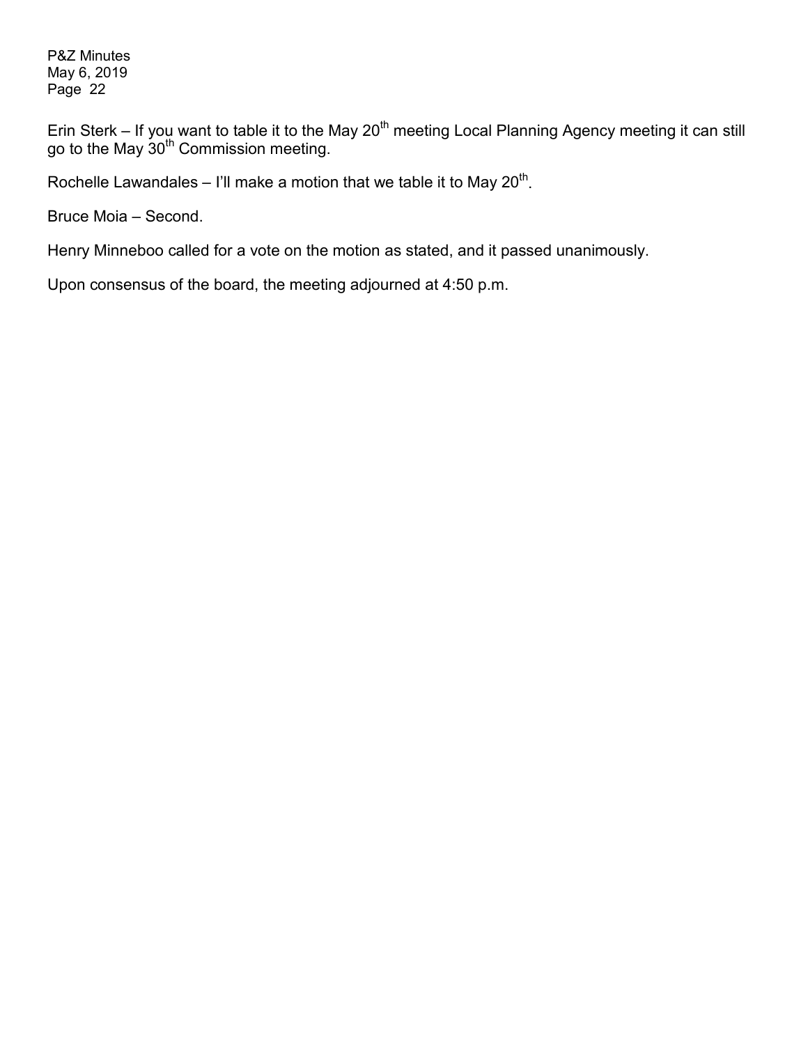Erin Sterk – If you want to table it to the May 20th meeting Local Planning Agency meeting it can still go to the May 30th Commission meeting.

Rochelle Lawandales – I'll make a motion that we table it to May 20th.

Bruce Moia – Second.

Henry Minneboo called for a vote on the motion as stated, and it passed unanimously.

Upon consensus of the board, the meeting adjourned at 4:50 p.m.